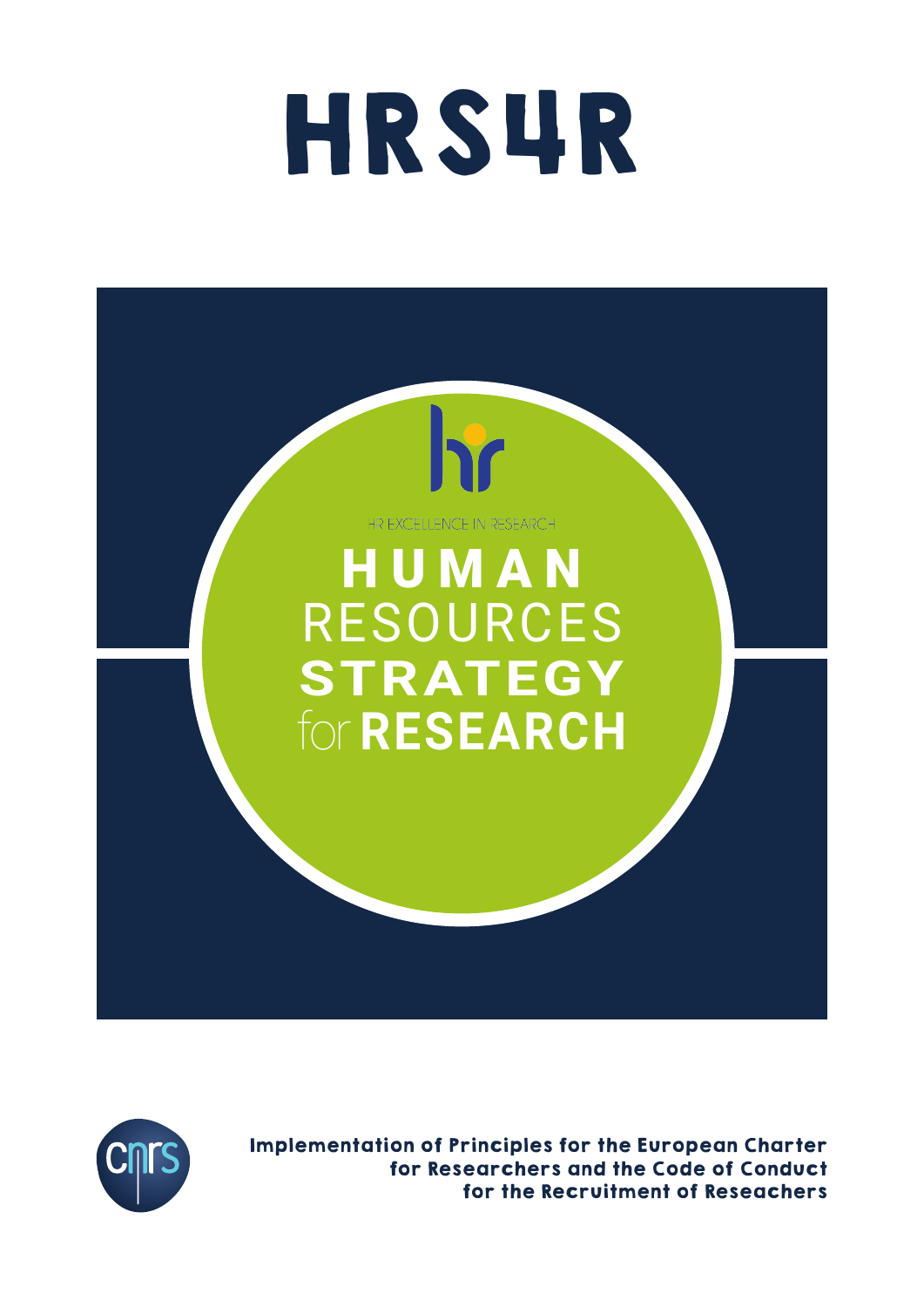# HRS4R

HR EXCELLENCE IN RESEARCH

## HUMAN RESOURCES STRATEGY for RESEARCH

**Implementation of Principles for the European Charter for Researchers and the Code of Conduct for the Recruitment of Reseachers**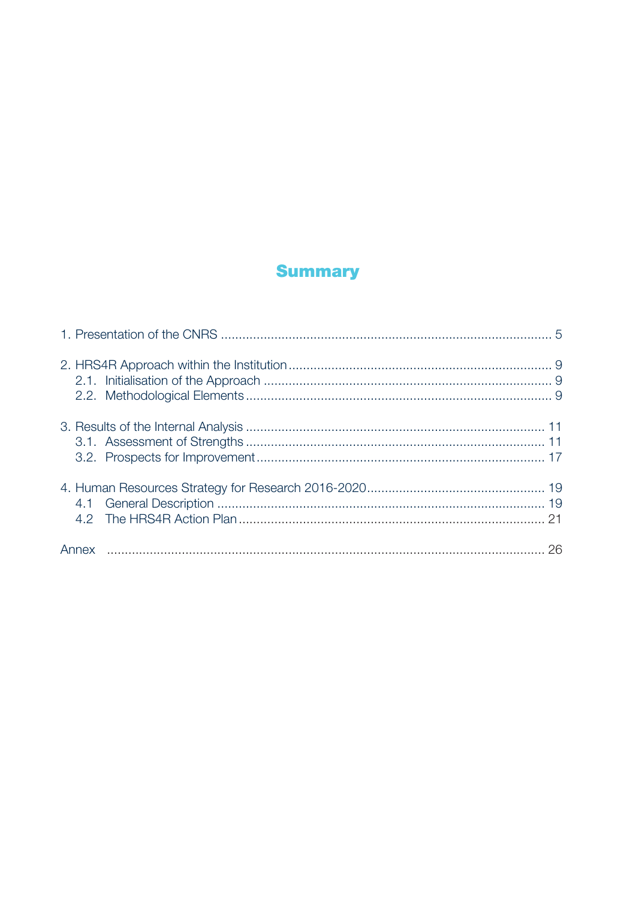# Summary

1. Presentation of the CNRS ............................................................................................ 5

2. HRS4R Approach within the Institution ......................................................................... 9
   2.1. Initialisation of the Approach ................................................................................ 9
   2.2. Methodological Elements ..................................................................................... 9

3. Results of the Internal Analysis .................................................................................. 11
   3.1. Assessment of Strengths ................................................................................... 11
   3.2. Prospects for Improvement ................................................................................ 17

4. Human Resources Strategy for Research 2016-2020 ................................................. 19
   4.1 General Description .......................................................................................... 19
   4.2 The HRS4R Action Plan ..................................................................................... 21

Annex ........................................................................................................................... 26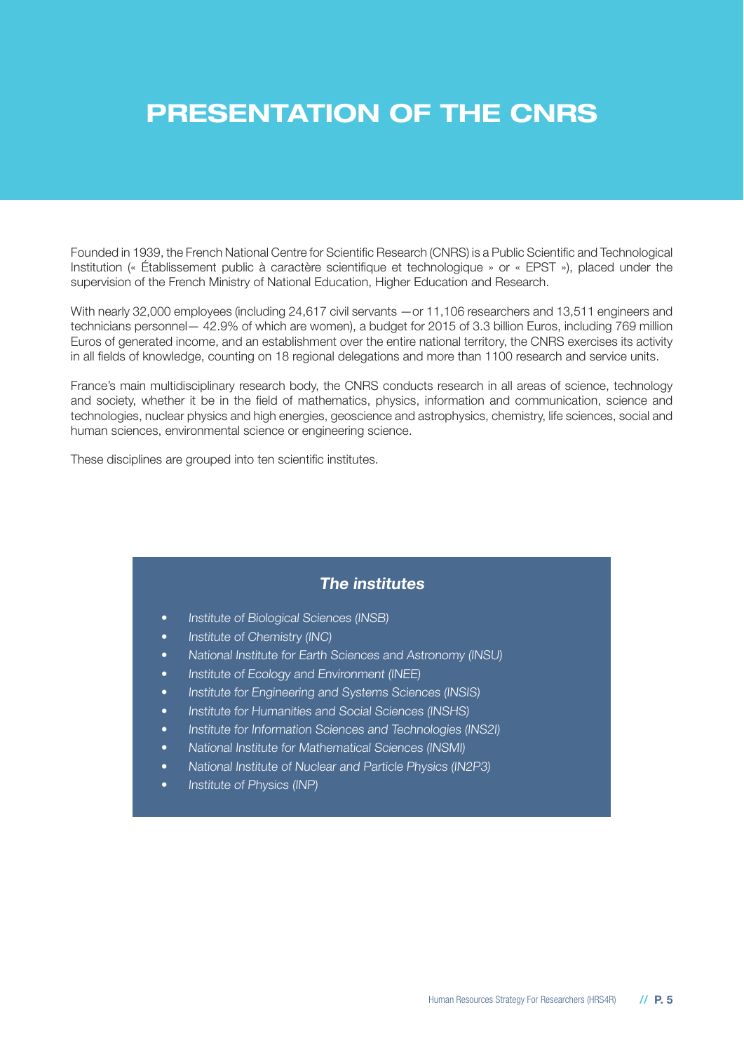# PRESENTATION OF THE CNRS

Founded in 1939, the French National Centre for Scientific Research (CNRS) is a Public Scientific and Technological Institution (« Établissement public à caractère scientifique et technologique » or « EPST »), placed under the supervision of the French Ministry of National Education, Higher Education and Research.

With nearly 32,000 employees (including 24,617 civil servants —or 11,106 researchers and 13,511 engineers and technicians personnel— 42.9% of which are women), a budget for 2015 of 3.3 billion Euros, including 769 million Euros of generated income, and an establishment over the entire national territory, the CNRS exercises its activity in all fields of knowledge, counting on 18 regional delegations and more than 1100 research and service units.

France's main multidisciplinary research body, the CNRS conducts research in all areas of science, technology and society, whether it be in the field of mathematics, physics, information and communication, science and technologies, nuclear physics and high energies, geoscience and astrophysics, chemistry, life sciences, social and human sciences, environmental science or engineering science.

These disciplines are grouped into ten scientific institutes.

### *The institutes*

- *Institute of Biological Sciences (INSB)*
- *Institute of Chemistry (INC)*
- *National Institute for Earth Sciences and Astronomy (INSU)*
- *Institute of Ecology and Environment (INEE)*
- *Institute for Engineering and Systems Sciences (INSIS)*
- *Institute for Humanities and Social Sciences (INSHS)*
- *Institute for Information Sciences and Technologies (INS2I)*
- *National Institute for Mathematical Sciences (INSMI)*
- *National Institute of Nuclear and Particle Physics (IN2P3)*
- *Institute of Physics (INP)*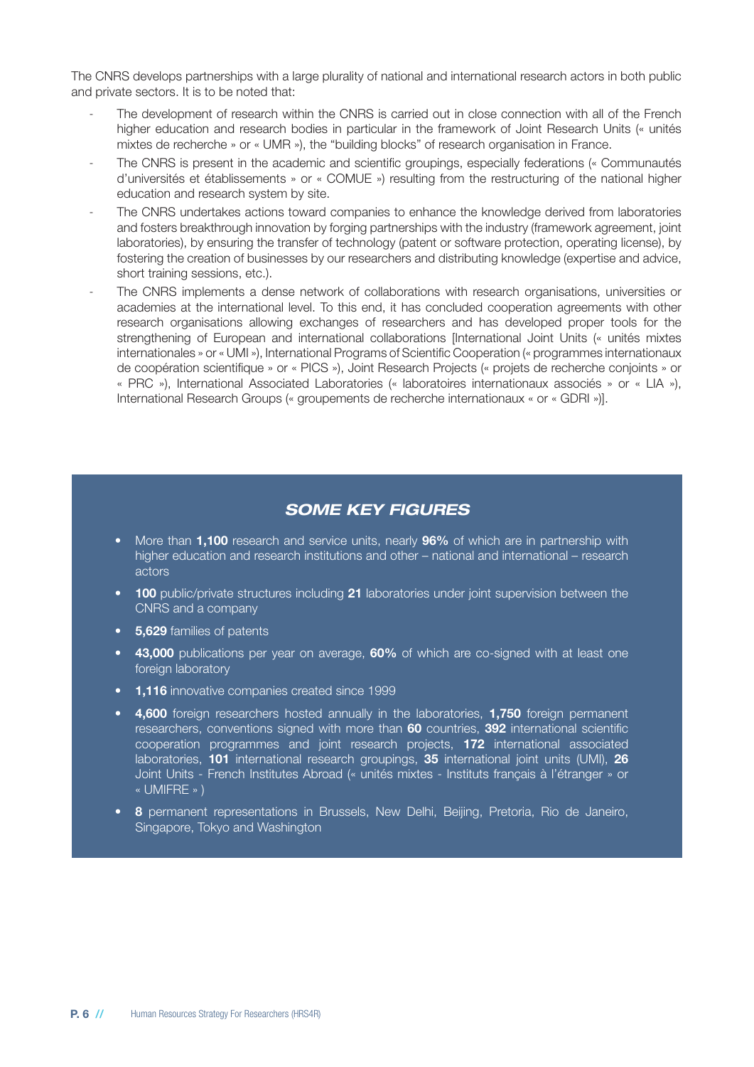The CNRS develops partnerships with a large plurality of national and international research actors in both public and private sectors. It is to be noted that:

- The development of research within the CNRS is carried out in close connection with all of the French higher education and research bodies in particular in the framework of Joint Research Units (« unités mixtes de recherche » or « UMR »), the "building blocks" of research organisation in France.
- The CNRS is present in the academic and scientific groupings, especially federations (« Communautés d'universités et établissements » or « COMUE ») resulting from the restructuring of the national higher education and research system by site.
- The CNRS undertakes actions toward companies to enhance the knowledge derived from laboratories and fosters breakthrough innovation by forging partnerships with the industry (framework agreement, joint laboratories), by ensuring the transfer of technology (patent or software protection, operating license), by fostering the creation of businesses by our researchers and distributing knowledge (expertise and advice, short training sessions, etc.).
- The CNRS implements a dense network of collaborations with research organisations, universities or academies at the international level. To this end, it has concluded cooperation agreements with other research organisations allowing exchanges of researchers and has developed proper tools for the strengthening of European and international collaborations [International Joint Units (« unités mixtes internationales » or « UMI »), International Programs of Scientific Cooperation (« programmes internationaux de coopération scientifique » or « PICS »), Joint Research Projects (« projets de recherche conjoints » or « PRC »), International Associated Laboratories (« laboratoires internationaux associés » or « LIA »), International Research Groups (« groupements de recherche internationaux « or « GDRI »)].

## *SOME KEY FIGURES*

- More than **1,100** research and service units, nearly **96%** of which are in partnership with higher education and research institutions and other – national and international – research actors
- **100** public/private structures including **21** laboratories under joint supervision between the CNRS and a company
- **5,629** families of patents
- **43,000** publications per year on average, **60%** of which are co-signed with at least one foreign laboratory
- **1,116** innovative companies created since 1999
- **4,600** foreign researchers hosted annually in the laboratories, **1,750** foreign permanent researchers, conventions signed with more than **60** countries, **392** international scientific cooperation programmes and joint research projects, **172** international associated laboratories, **101** international research groupings, **35** international joint units (UMI), **26** Joint Units - French Institutes Abroad (« unités mixtes - Instituts français à l'étranger » or « UMIFRE » )
- **8** permanent representations in Brussels, New Delhi, Beijing, Pretoria, Rio de Janeiro, Singapore, Tokyo and Washington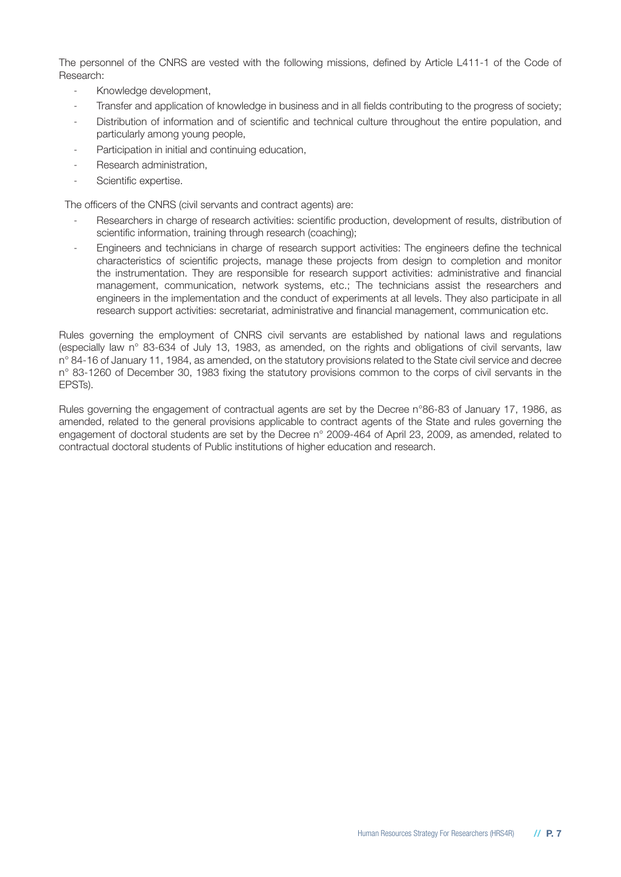The personnel of the CNRS are vested with the following missions, defined by Article L411-1 of the Code of Research:

- Knowledge development,
- Transfer and application of knowledge in business and in all fields contributing to the progress of society;
- Distribution of information and of scientific and technical culture throughout the entire population, and particularly among young people,
- Participation in initial and continuing education,
- Research administration,
- Scientific expertise.

The officers of the CNRS (civil servants and contract agents) are:

- Researchers in charge of research activities: scientific production, development of results, distribution of scientific information, training through research (coaching);
- Engineers and technicians in charge of research support activities: The engineers define the technical characteristics of scientific projects, manage these projects from design to completion and monitor the instrumentation. They are responsible for research support activities: administrative and financial management, communication, network systems, etc.; The technicians assist the researchers and engineers in the implementation and the conduct of experiments at all levels. They also participate in all research support activities: secretariat, administrative and financial management, communication etc.

Rules governing the employment of CNRS civil servants are established by national laws and regulations (especially law n° 83-634 of July 13, 1983, as amended, on the rights and obligations of civil servants, law n° 84-16 of January 11, 1984, as amended, on the statutory provisions related to the State civil service and decree n° 83-1260 of December 30, 1983 fixing the statutory provisions common to the corps of civil servants in the EPSTs).

Rules governing the engagement of contractual agents are set by the Decree n°86-83 of January 17, 1986, as amended, related to the general provisions applicable to contract agents of the State and rules governing the engagement of doctoral students are set by the Decree n° 2009-464 of April 23, 2009, as amended, related to contractual doctoral students of Public institutions of higher education and research.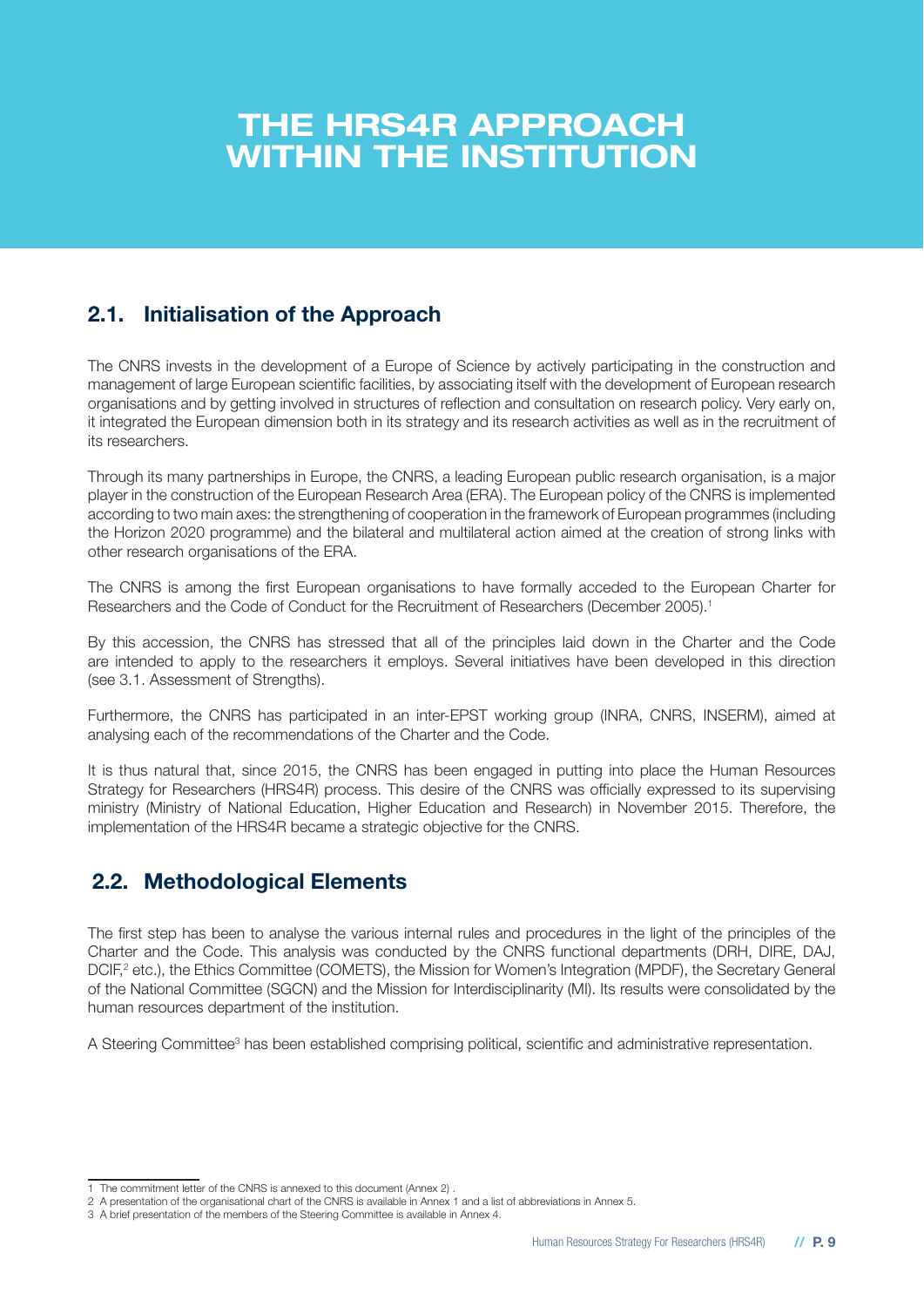# THE HRS4R APPROACH WITHIN THE INSTITUTION

## 2.1. Initialisation of the Approach

The CNRS invests in the development of a Europe of Science by actively participating in the construction and management of large European scientific facilities, by associating itself with the development of European research organisations and by getting involved in structures of reflection and consultation on research policy. Very early on, it integrated the European dimension both in its strategy and its research activities as well as in the recruitment of its researchers.

Through its many partnerships in Europe, the CNRS, a leading European public research organisation, is a major player in the construction of the European Research Area (ERA). The European policy of the CNRS is implemented according to two main axes: the strengthening of cooperation in the framework of European programmes (including the Horizon 2020 programme) and the bilateral and multilateral action aimed at the creation of strong links with other research organisations of the ERA.

The CNRS is among the first European organisations to have formally acceded to the European Charter for Researchers and the Code of Conduct for the Recruitment of Researchers (December 2005).[1]

By this accession, the CNRS has stressed that all of the principles laid down in the Charter and the Code are intended to apply to the researchers it employs. Several initiatives have been developed in this direction (see 3.1. Assessment of Strengths).

Furthermore, the CNRS has participated in an inter-EPST working group (INRA, CNRS, INSERM), aimed at analysing each of the recommendations of the Charter and the Code.

It is thus natural that, since 2015, the CNRS has been engaged in putting into place the Human Resources Strategy for Researchers (HRS4R) process. This desire of the CNRS was officially expressed to its supervising ministry (Ministry of National Education, Higher Education and Research) in November 2015. Therefore, the implementation of the HRS4R became a strategic objective for the CNRS.

## 2.2. Methodological Elements

The first step has been to analyse the various internal rules and procedures in the light of the principles of the Charter and the Code. This analysis was conducted by the CNRS functional departments (DRH, DIRE, DAJ, DCIF,[2] etc.), the Ethics Committee (COMETS), the Mission for Women's Integration (MPDF), the Secretary General of the National Committee (SGCN) and the Mission for Interdisciplinarity (MI). Its results were consolidated by the human resources department of the institution.

A Steering Committee[3] has been established comprising political, scientific and administrative representation.

---

1 The commitment letter of the CNRS is annexed to this document (Annex 2) .

2 A presentation of the organisational chart of the CNRS is available in Annex 1 and a list of abbreviations in Annex 5.

3 A brief presentation of the members of the Steering Committee is available in Annex 4.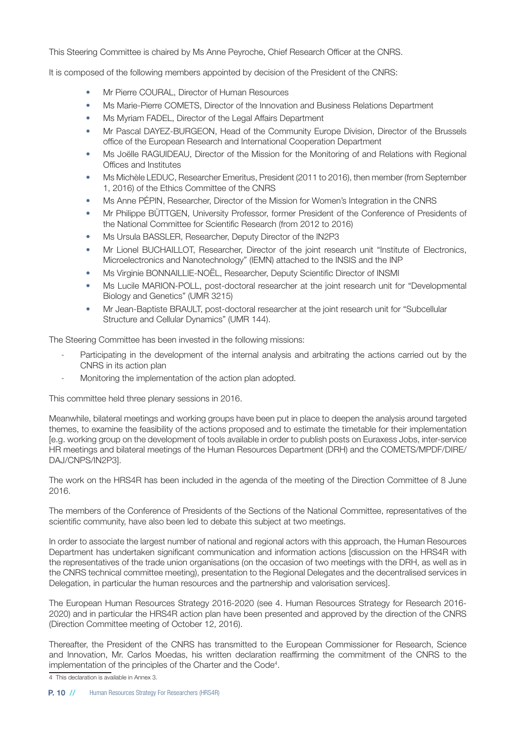This Steering Committee is chaired by Ms Anne Peyroche, Chief Research Officer at the CNRS.

It is composed of the following members appointed by decision of the President of the CNRS:

- Mr Pierre COURAL, Director of Human Resources
- Ms Marie-Pierre COMETS, Director of the Innovation and Business Relations Department
- Ms Myriam FADEL, Director of the Legal Affairs Department
- Mr Pascal DAYEZ-BURGEON, Head of the Community Europe Division, Director of the Brussels office of the European Research and International Cooperation Department
- Ms Joëlle RAGUIDEAU, Director of the Mission for the Monitoring of and Relations with Regional Offices and Institutes
- Ms Michèle LEDUC, Researcher Emeritus, President (2011 to 2016), then member (from September 1, 2016) of the Ethics Committee of the CNRS
- Ms Anne PÉPIN, Researcher, Director of the Mission for Women's Integration in the CNRS
- Mr Philippe BÜTTGEN, University Professor, former President of the Conference of Presidents of the National Committee for Scientific Research (from 2012 to 2016)
- Ms Ursula BASSLER, Researcher, Deputy Director of the IN2P3
- Mr Lionel BUCHAILLOT, Researcher, Director of the joint research unit "Institute of Electronics, Microelectronics and Nanotechnology" (IEMN) attached to the INSIS and the INP
- Ms Virginie BONNAILLIE-NOËL, Researcher, Deputy Scientific Director of INSMI
- Ms Lucile MARION-POLL, post-doctoral researcher at the joint research unit for "Developmental Biology and Genetics" (UMR 3215)
- Mr Jean-Baptiste BRAULT, post-doctoral researcher at the joint research unit for "Subcellular Structure and Cellular Dynamics" (UMR 144).

The Steering Committee has been invested in the following missions:

- Participating in the development of the internal analysis and arbitrating the actions carried out by the CNRS in its action plan
- Monitoring the implementation of the action plan adopted.

This committee held three plenary sessions in 2016.

Meanwhile, bilateral meetings and working groups have been put in place to deepen the analysis around targeted themes, to examine the feasibility of the actions proposed and to estimate the timetable for their implementation [e.g. working group on the development of tools available in order to publish posts on Euraxess Jobs, inter-service HR meetings and bilateral meetings of the Human Resources Department (DRH) and the COMETS/MPDF/DIRE/DAJ/CNPS/IN2P3].

The work on the HRS4R has been included in the agenda of the meeting of the Direction Committee of 8 June 2016.

The members of the Conference of Presidents of the Sections of the National Committee, representatives of the scientific community, have also been led to debate this subject at two meetings.

In order to associate the largest number of national and regional actors with this approach, the Human Resources Department has undertaken significant communication and information actions [discussion on the HRS4R with the representatives of the trade union organisations (on the occasion of two meetings with the DRH, as well as in the CNRS technical committee meeting), presentation to the Regional Delegates and the decentralised services in Delegation, in particular the human resources and the partnership and valorisation services].

The European Human Resources Strategy 2016-2020 (see 4. Human Resources Strategy for Research 2016-2020) and in particular the HRS4R action plan have been presented and approved by the direction of the CNRS (Direction Committee meeting of October 12, 2016).

Thereafter, the President of the CNRS has transmitted to the European Commissioner for Research, Science and Innovation, Mr. Carlos Moedas, his written declaration reaffirming the commitment of the CNRS to the implementation of the principles of the Charter and the Code[4].

[4] This declaration is available in Annex 3.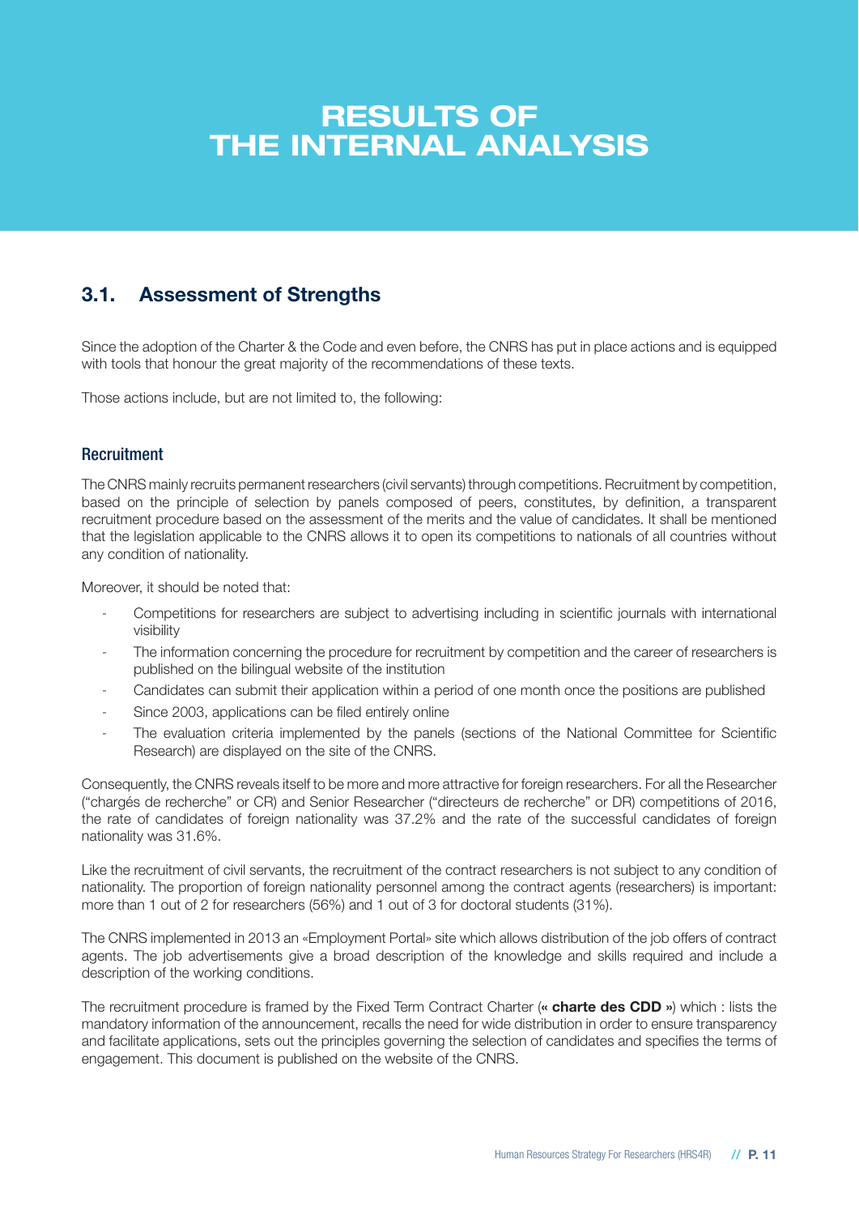# RESULTS OF THE INTERNAL ANALYSIS

## 3.1. Assessment of Strengths

Since the adoption of the Charter & the Code and even before, the CNRS has put in place actions and is equipped with tools that honour the great majority of the recommendations of these texts.

Those actions include, but are not limited to, the following:

### Recruitment

The CNRS mainly recruits permanent researchers (civil servants) through competitions. Recruitment by competition, based on the principle of selection by panels composed of peers, constitutes, by definition, a transparent recruitment procedure based on the assessment of the merits and the value of candidates. It shall be mentioned that the legislation applicable to the CNRS allows it to open its competitions to nationals of all countries without any condition of nationality.

Moreover, it should be noted that:

- Competitions for researchers are subject to advertising including in scientific journals with international visibility
- The information concerning the procedure for recruitment by competition and the career of researchers is published on the bilingual website of the institution
- Candidates can submit their application within a period of one month once the positions are published
- Since 2003, applications can be filed entirely online
- The evaluation criteria implemented by the panels (sections of the National Committee for Scientific Research) are displayed on the site of the CNRS.

Consequently, the CNRS reveals itself to be more and more attractive for foreign researchers. For all the Researcher ("chargés de recherche" or CR) and Senior Researcher ("directeurs de recherche" or DR) competitions of 2016, the rate of candidates of foreign nationality was 37.2% and the rate of the successful candidates of foreign nationality was 31.6%.

Like the recruitment of civil servants, the recruitment of the contract researchers is not subject to any condition of nationality. The proportion of foreign nationality personnel among the contract agents (researchers) is important: more than 1 out of 2 for researchers (56%) and 1 out of 3 for doctoral students (31%).

The CNRS implemented in 2013 an «Employment Portal» site which allows distribution of the job offers of contract agents. The job advertisements give a broad description of the knowledge and skills required and include a description of the working conditions.

The recruitment procedure is framed by the Fixed Term Contract Charter (**« charte des CDD »**) which : lists the mandatory information of the announcement, recalls the need for wide distribution in order to ensure transparency and facilitate applications, sets out the principles governing the selection of candidates and specifies the terms of engagement. This document is published on the website of the CNRS.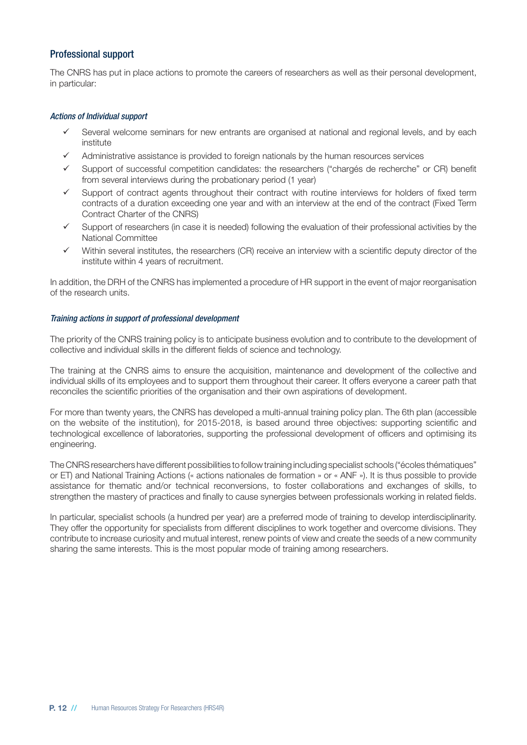## Professional support

The CNRS has put in place actions to promote the careers of researchers as well as their personal development, in particular:

### *Actions of Individual support*

- ✓ Several welcome seminars for new entrants are organised at national and regional levels, and by each institute
- ✓ Administrative assistance is provided to foreign nationals by the human resources services
- ✓ Support of successful competition candidates: the researchers ("chargés de recherche" or CR) benefit from several interviews during the probationary period (1 year)
- ✓ Support of contract agents throughout their contract with routine interviews for holders of fixed term contracts of a duration exceeding one year and with an interview at the end of the contract (Fixed Term Contract Charter of the CNRS)
- ✓ Support of researchers (in case it is needed) following the evaluation of their professional activities by the National Committee
- ✓ Within several institutes, the researchers (CR) receive an interview with a scientific deputy director of the institute within 4 years of recruitment.

In addition, the DRH of the CNRS has implemented a procedure of HR support in the event of major reorganisation of the research units.

### *Training actions in support of professional development*

The priority of the CNRS training policy is to anticipate business evolution and to contribute to the development of collective and individual skills in the different fields of science and technology.

The training at the CNRS aims to ensure the acquisition, maintenance and development of the collective and individual skills of its employees and to support them throughout their career. It offers everyone a career path that reconciles the scientific priorities of the organisation and their own aspirations of development.

For more than twenty years, the CNRS has developed a multi-annual training policy plan. The 6th plan (accessible on the website of the institution), for 2015-2018, is based around three objectives: supporting scientific and technological excellence of laboratories, supporting the professional development of officers and optimising its engineering.

The CNRS researchers have different possibilities to follow training including specialist schools ("écoles thématiques" or ET) and National Training Actions (« actions nationales de formation » or « ANF »). It is thus possible to provide assistance for thematic and/or technical reconversions, to foster collaborations and exchanges of skills, to strengthen the mastery of practices and finally to cause synergies between professionals working in related fields.

In particular, specialist schools (a hundred per year) are a preferred mode of training to develop interdisciplinarity. They offer the opportunity for specialists from different disciplines to work together and overcome divisions. They contribute to increase curiosity and mutual interest, renew points of view and create the seeds of a new community sharing the same interests. This is the most popular mode of training among researchers.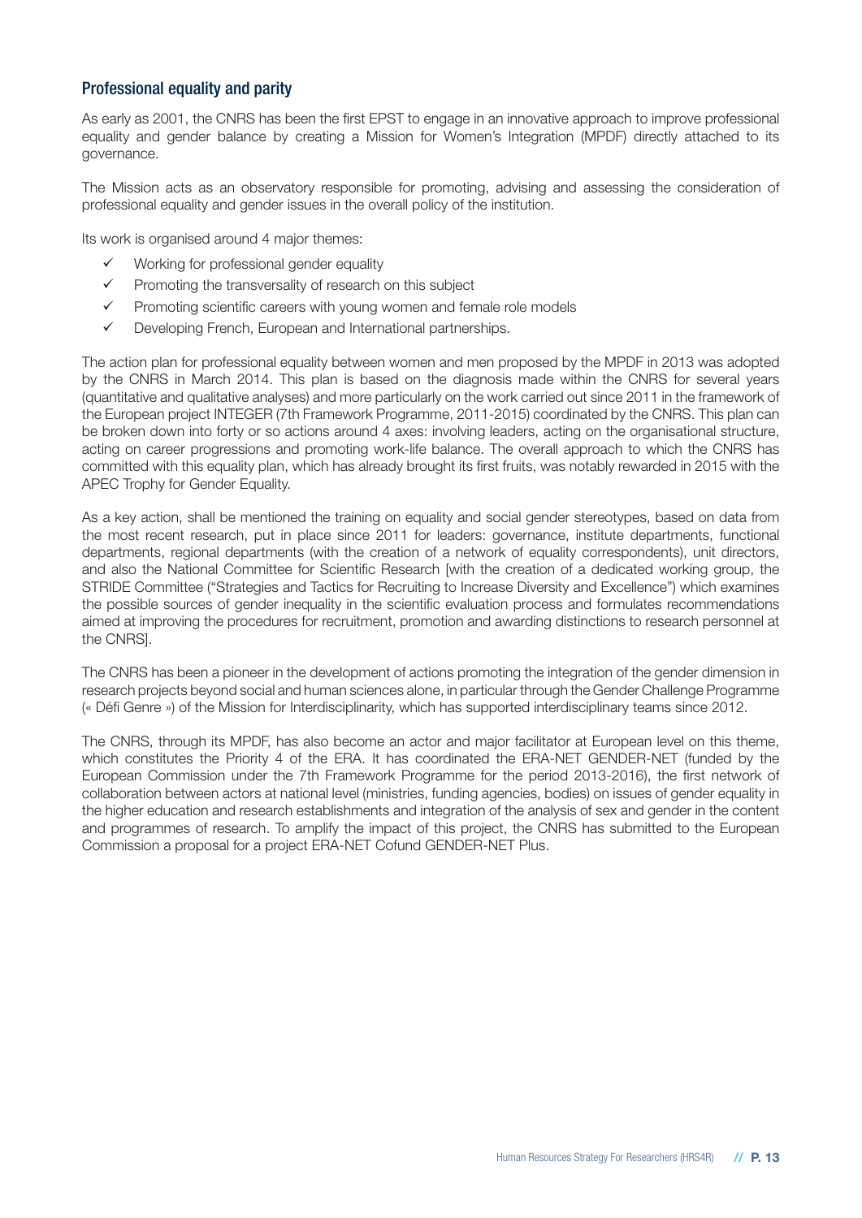## Professional equality and parity

As early as 2001, the CNRS has been the first EPST to engage in an innovative approach to improve professional equality and gender balance by creating a Mission for Women's Integration (MPDF) directly attached to its governance.

The Mission acts as an observatory responsible for promoting, advising and assessing the consideration of professional equality and gender issues in the overall policy of the institution.

Its work is organised around 4 major themes:

- ✓ Working for professional gender equality
- ✓ Promoting the transversality of research on this subject
- ✓ Promoting scientific careers with young women and female role models
- ✓ Developing French, European and International partnerships.

The action plan for professional equality between women and men proposed by the MPDF in 2013 was adopted by the CNRS in March 2014. This plan is based on the diagnosis made within the CNRS for several years (quantitative and qualitative analyses) and more particularly on the work carried out since 2011 in the framework of the European project INTEGER (7th Framework Programme, 2011-2015) coordinated by the CNRS. This plan can be broken down into forty or so actions around 4 axes: involving leaders, acting on the organisational structure, acting on career progressions and promoting work-life balance. The overall approach to which the CNRS has committed with this equality plan, which has already brought its first fruits, was notably rewarded in 2015 with the APEC Trophy for Gender Equality.

As a key action, shall be mentioned the training on equality and social gender stereotypes, based on data from the most recent research, put in place since 2011 for leaders: governance, institute departments, functional departments, regional departments (with the creation of a network of equality correspondents), unit directors, and also the National Committee for Scientific Research [with the creation of a dedicated working group, the STRIDE Committee ("Strategies and Tactics for Recruiting to Increase Diversity and Excellence") which examines the possible sources of gender inequality in the scientific evaluation process and formulates recommendations aimed at improving the procedures for recruitment, promotion and awarding distinctions to research personnel at the CNRS].

The CNRS has been a pioneer in the development of actions promoting the integration of the gender dimension in research projects beyond social and human sciences alone, in particular through the Gender Challenge Programme (« Défi Genre ») of the Mission for Interdisciplinarity, which has supported interdisciplinary teams since 2012.

The CNRS, through its MPDF, has also become an actor and major facilitator at European level on this theme, which constitutes the Priority 4 of the ERA. It has coordinated the ERA-NET GENDER-NET (funded by the European Commission under the 7th Framework Programme for the period 2013-2016), the first network of collaboration between actors at national level (ministries, funding agencies, bodies) on issues of gender equality in the higher education and research establishments and integration of the analysis of sex and gender in the content and programmes of research. To amplify the impact of this project, the CNRS has submitted to the European Commission a proposal for a project ERA-NET Cofund GENDER-NET Plus.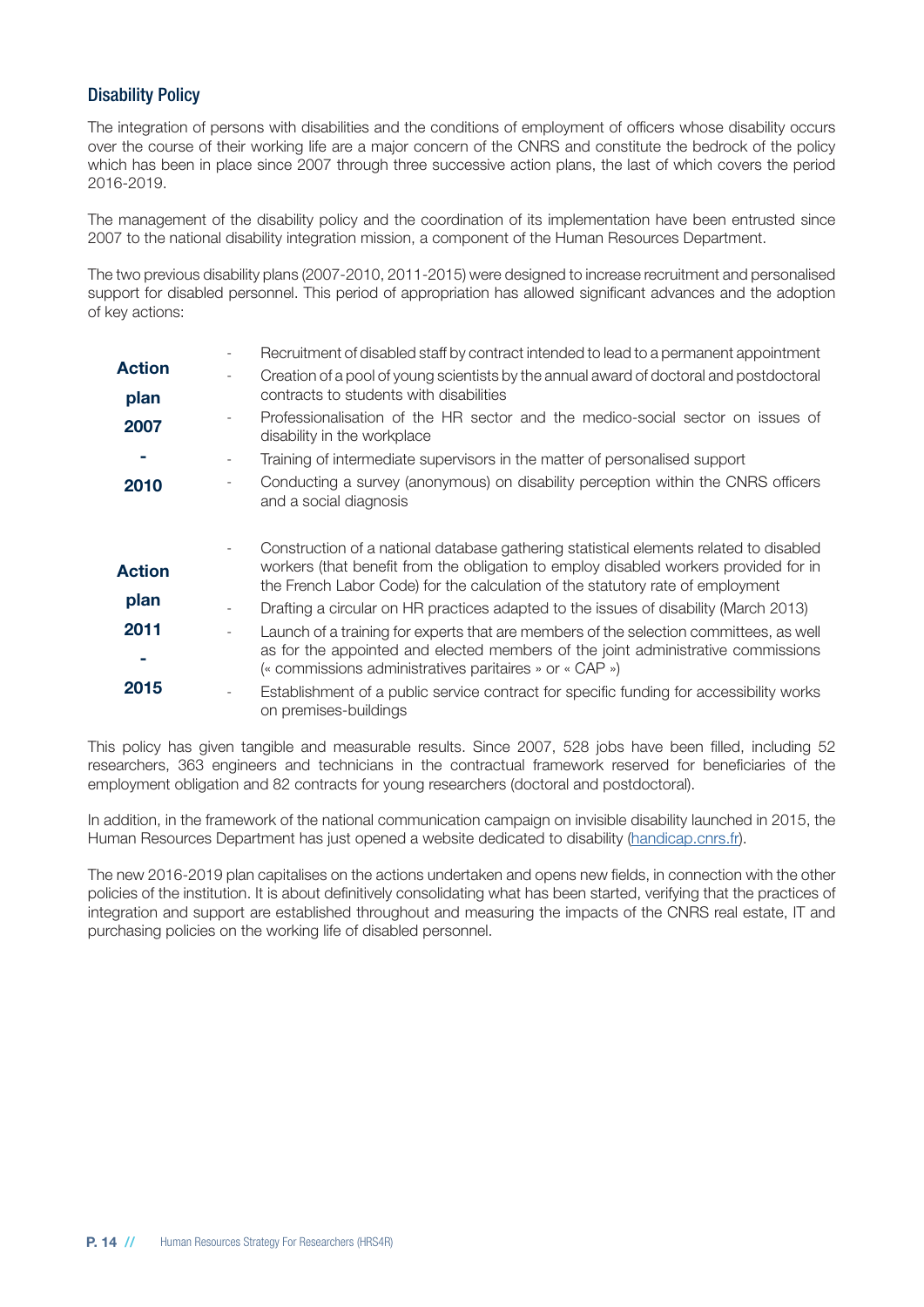### Disability Policy

The integration of persons with disabilities and the conditions of employment of officers whose disability occurs over the course of their working life are a major concern of the CNRS and constitute the bedrock of the policy which has been in place since 2007 through three successive action plans, the last of which covers the period 2016-2019.

The management of the disability policy and the coordination of its implementation have been entrusted since 2007 to the national disability integration mission, a component of the Human Resources Department.

The two previous disability plans (2007-2010, 2011-2015) were designed to increase recruitment and personalised support for disabled personnel. This period of appropriation has allowed significant advances and the adoption of key actions:

| | |
|---|---|
| **Action plan 2007 - 2010** | - Recruitment of disabled staff by contract intended to lead to a permanent appointment<br>- Creation of a pool of young scientists by the annual award of doctoral and postdoctoral contracts to students with disabilities<br>- Professionalisation of the HR sector and the medico-social sector on issues of disability in the workplace<br>- Training of intermediate supervisors in the matter of personalised support<br>- Conducting a survey (anonymous) on disability perception within the CNRS officers and a social diagnosis |
| **Action plan 2011 - 2015** | - Construction of a national database gathering statistical elements related to disabled workers (that benefit from the obligation to employ disabled workers provided for in the French Labor Code) for the calculation of the statutory rate of employment<br>- Drafting a circular on HR practices adapted to the issues of disability (March 2013)<br>- Launch of a training for experts that are members of the selection committees, as well as for the appointed and elected members of the joint administrative commissions (« commissions administratives paritaires » or « CAP »)<br>- Establishment of a public service contract for specific funding for accessibility works on premises-buildings |

This policy has given tangible and measurable results. Since 2007, 528 jobs have been filled, including 52 researchers, 363 engineers and technicians in the contractual framework reserved for beneficiaries of the employment obligation and 82 contracts for young researchers (doctoral and postdoctoral).

In addition, in the framework of the national communication campaign on invisible disability launched in 2015, the Human Resources Department has just opened a website dedicated to disability (handicap.cnrs.fr).

The new 2016-2019 plan capitalises on the actions undertaken and opens new fields, in connection with the other policies of the institution. It is about definitively consolidating what has been started, verifying that the practices of integration and support are established throughout and measuring the impacts of the CNRS real estate, IT and purchasing policies on the working life of disabled personnel.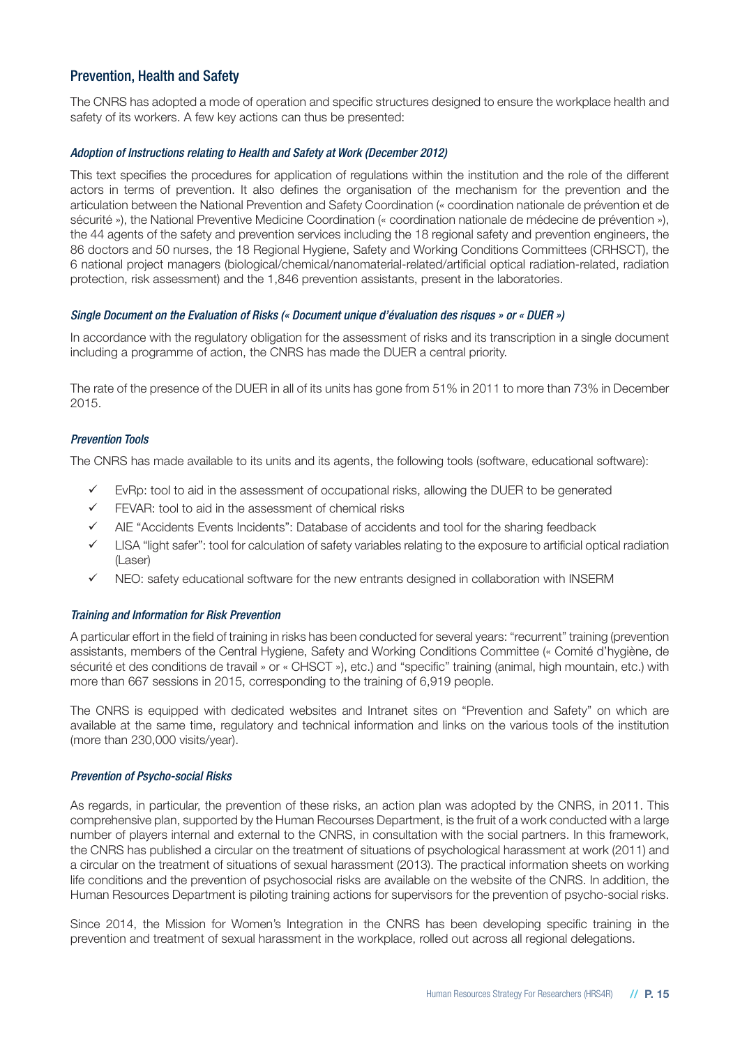## Prevention, Health and Safety

The CNRS has adopted a mode of operation and specific structures designed to ensure the workplace health and safety of its workers. A few key actions can thus be presented:

### *Adoption of Instructions relating to Health and Safety at Work (December 2012)*

This text specifies the procedures for application of regulations within the institution and the role of the different actors in terms of prevention. It also defines the organisation of the mechanism for the prevention and the articulation between the National Prevention and Safety Coordination (« coordination nationale de prévention et de sécurité »), the National Preventive Medicine Coordination (« coordination nationale de médecine de prévention »), the 44 agents of the safety and prevention services including the 18 regional safety and prevention engineers, the 86 doctors and 50 nurses, the 18 Regional Hygiene, Safety and Working Conditions Committees (CRHSCT), the 6 national project managers (biological/chemical/nanomaterial-related/artificial optical radiation-related, radiation protection, risk assessment) and the 1,846 prevention assistants, present in the laboratories.

### *Single Document on the Evaluation of Risks (« Document unique d'évaluation des risques » or « DUER »)*

In accordance with the regulatory obligation for the assessment of risks and its transcription in a single document including a programme of action, the CNRS has made the DUER a central priority.

The rate of the presence of the DUER in all of its units has gone from 51% in 2011 to more than 73% in December 2015.

### *Prevention Tools*

The CNRS has made available to its units and its agents, the following tools (software, educational software):

- ✓ EvRp: tool to aid in the assessment of occupational risks, allowing the DUER to be generated
- ✓ FEVAR: tool to aid in the assessment of chemical risks
- ✓ AIE "Accidents Events Incidents": Database of accidents and tool for the sharing feedback
- ✓ LISA "light safer": tool for calculation of safety variables relating to the exposure to artificial optical radiation (Laser)
- ✓ NEO: safety educational software for the new entrants designed in collaboration with INSERM

### *Training and Information for Risk Prevention*

A particular effort in the field of training in risks has been conducted for several years: "recurrent" training (prevention assistants, members of the Central Hygiene, Safety and Working Conditions Committee (« Comité d'hygiène, de sécurité et des conditions de travail » or « CHSCT »), etc.) and "specific" training (animal, high mountain, etc.) with more than 667 sessions in 2015, corresponding to the training of 6,919 people.

The CNRS is equipped with dedicated websites and Intranet sites on "Prevention and Safety" on which are available at the same time, regulatory and technical information and links on the various tools of the institution (more than 230,000 visits/year).

### *Prevention of Psycho-social Risks*

As regards, in particular, the prevention of these risks, an action plan was adopted by the CNRS, in 2011. This comprehensive plan, supported by the Human Recourses Department, is the fruit of a work conducted with a large number of players internal and external to the CNRS, in consultation with the social partners. In this framework, the CNRS has published a circular on the treatment of situations of psychological harassment at work (2011) and a circular on the treatment of situations of sexual harassment (2013). The practical information sheets on working life conditions and the prevention of psychosocial risks are available on the website of the CNRS. In addition, the Human Resources Department is piloting training actions for supervisors for the prevention of psycho-social risks.

Since 2014, the Mission for Women's Integration in the CNRS has been developing specific training in the prevention and treatment of sexual harassment in the workplace, rolled out across all regional delegations.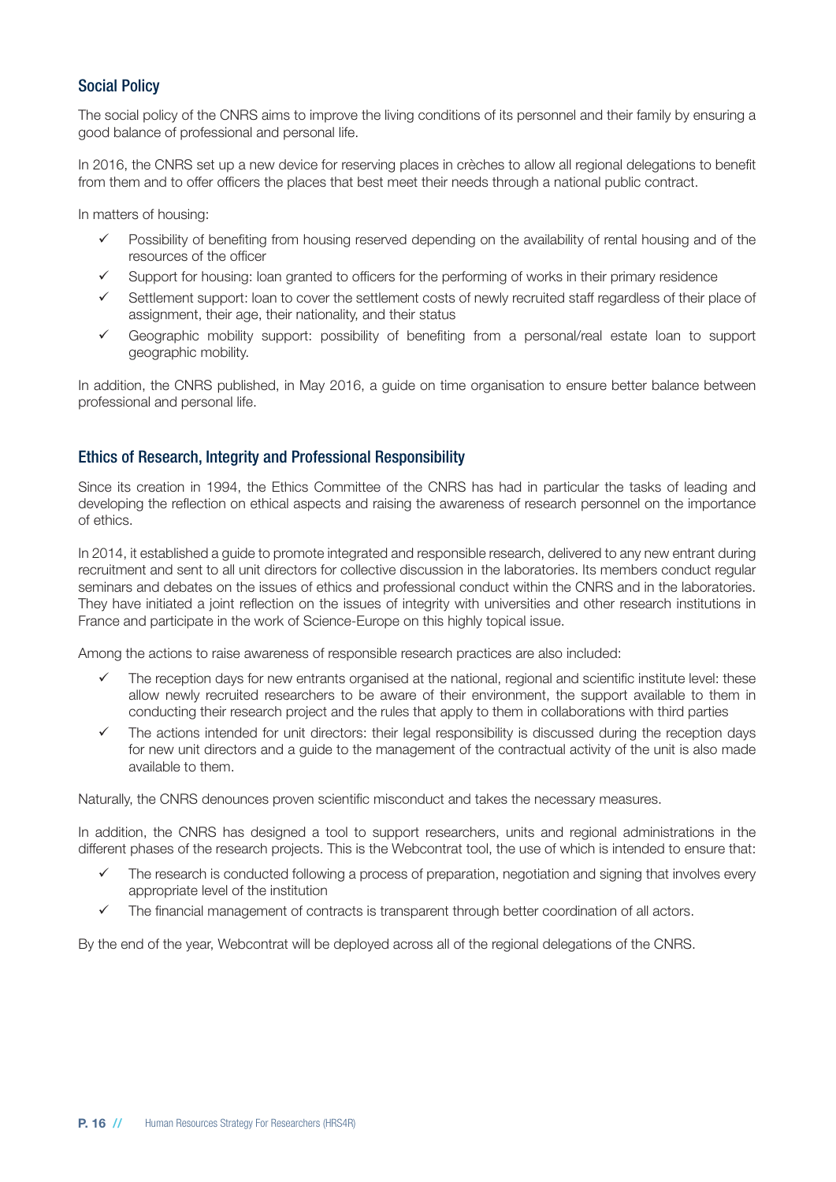## Social Policy

The social policy of the CNRS aims to improve the living conditions of its personnel and their family by ensuring a good balance of professional and personal life.

In 2016, the CNRS set up a new device for reserving places in crèches to allow all regional delegations to benefit from them and to offer officers the places that best meet their needs through a national public contract.

In matters of housing:

- ✓ Possibility of benefiting from housing reserved depending on the availability of rental housing and of the resources of the officer
- ✓ Support for housing: loan granted to officers for the performing of works in their primary residence
- ✓ Settlement support: loan to cover the settlement costs of newly recruited staff regardless of their place of assignment, their age, their nationality, and their status
- ✓ Geographic mobility support: possibility of benefiting from a personal/real estate loan to support geographic mobility.

In addition, the CNRS published, in May 2016, a guide on time organisation to ensure better balance between professional and personal life.

## Ethics of Research, Integrity and Professional Responsibility

Since its creation in 1994, the Ethics Committee of the CNRS has had in particular the tasks of leading and developing the reflection on ethical aspects and raising the awareness of research personnel on the importance of ethics.

In 2014, it established a guide to promote integrated and responsible research, delivered to any new entrant during recruitment and sent to all unit directors for collective discussion in the laboratories. Its members conduct regular seminars and debates on the issues of ethics and professional conduct within the CNRS and in the laboratories. They have initiated a joint reflection on the issues of integrity with universities and other research institutions in France and participate in the work of Science-Europe on this highly topical issue.

Among the actions to raise awareness of responsible research practices are also included:

- ✓ The reception days for new entrants organised at the national, regional and scientific institute level: these allow newly recruited researchers to be aware of their environment, the support available to them in conducting their research project and the rules that apply to them in collaborations with third parties
- ✓ The actions intended for unit directors: their legal responsibility is discussed during the reception days for new unit directors and a guide to the management of the contractual activity of the unit is also made available to them.

Naturally, the CNRS denounces proven scientific misconduct and takes the necessary measures.

In addition, the CNRS has designed a tool to support researchers, units and regional administrations in the different phases of the research projects. This is the Webcontrat tool, the use of which is intended to ensure that:

- ✓ The research is conducted following a process of preparation, negotiation and signing that involves every appropriate level of the institution
- ✓ The financial management of contracts is transparent through better coordination of all actors.

By the end of the year, Webcontrat will be deployed across all of the regional delegations of the CNRS.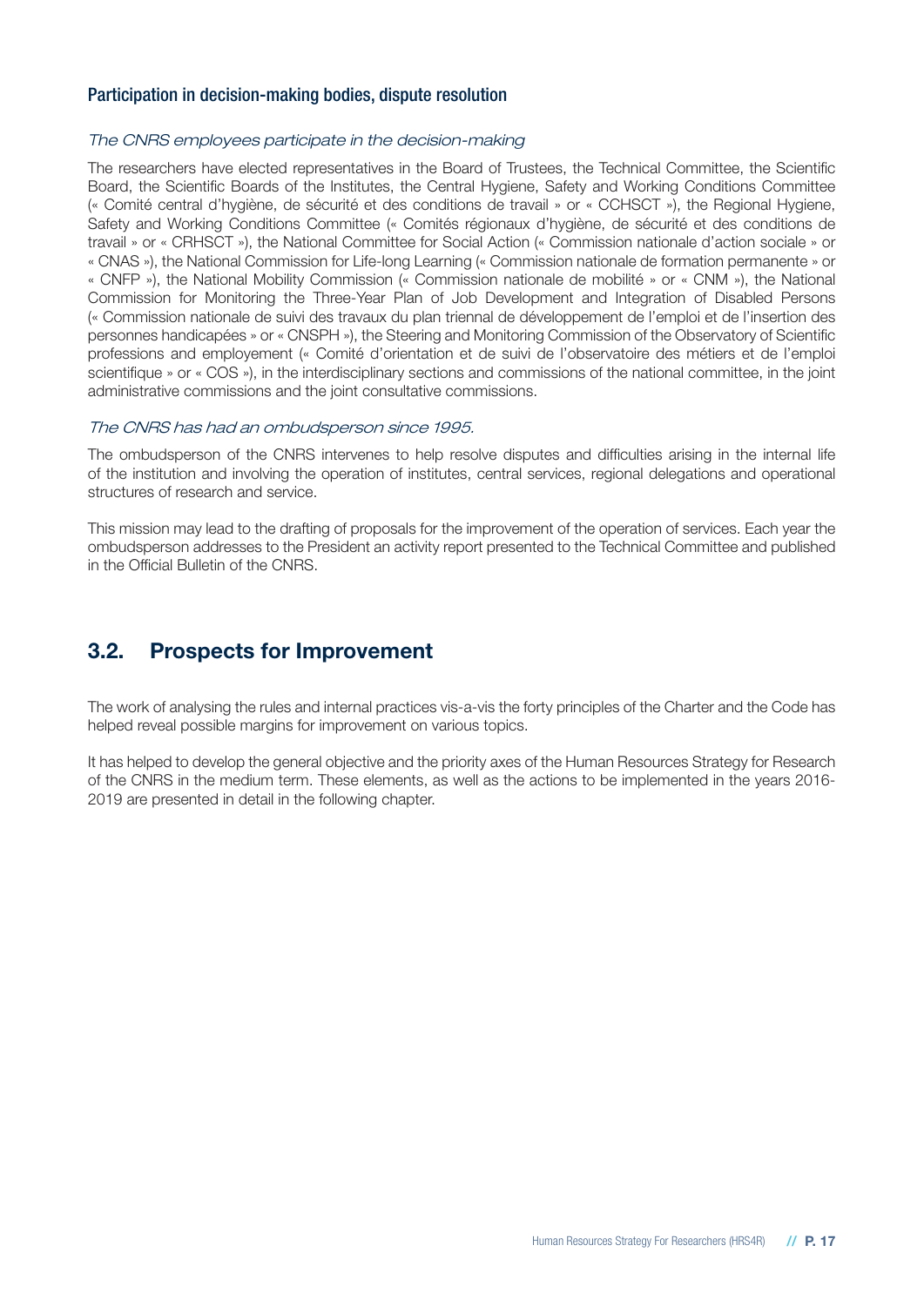### Participation in decision-making bodies, dispute resolution

*The CNRS employees participate in the decision-making*

The researchers have elected representatives in the Board of Trustees, the Technical Committee, the Scientific Board, the Scientific Boards of the Institutes, the Central Hygiene, Safety and Working Conditions Committee (« Comité central d'hygiène, de sécurité et des conditions de travail » or « CCHSCT »), the Regional Hygiene, Safety and Working Conditions Committee (« Comités régionaux d'hygiène, de sécurité et des conditions de travail » or « CRHSCT »), the National Committee for Social Action (« Commission nationale d'action sociale » or « CNAS »), the National Commission for Life-long Learning (« Commission nationale de formation permanente » or « CNFP »), the National Mobility Commission (« Commission nationale de mobilité » or « CNM »), the National Commission for Monitoring the Three-Year Plan of Job Development and Integration of Disabled Persons (« Commission nationale de suivi des travaux du plan triennal de développement de l'emploi et de l'insertion des personnes handicapées » or « CNSPH »), the Steering and Monitoring Commission of the Observatory of Scientific professions and employement (« Comité d'orientation et de suivi de l'observatoire des métiers et de l'emploi scientifique » or « COS »), in the interdisciplinary sections and commissions of the national committee, in the joint administrative commissions and the joint consultative commissions.

*The CNRS has had an ombudsperson since 1995.*

The ombudsperson of the CNRS intervenes to help resolve disputes and difficulties arising in the internal life of the institution and involving the operation of institutes, central services, regional delegations and operational structures of research and service.

This mission may lead to the drafting of proposals for the improvement of the operation of services. Each year the ombudsperson addresses to the President an activity report presented to the Technical Committee and published in the Official Bulletin of the CNRS.

## 3.2. Prospects for Improvement

The work of analysing the rules and internal practices vis-a-vis the forty principles of the Charter and the Code has helped reveal possible margins for improvement on various topics.

It has helped to develop the general objective and the priority axes of the Human Resources Strategy for Research of the CNRS in the medium term. These elements, as well as the actions to be implemented in the years 2016-2019 are presented in detail in the following chapter.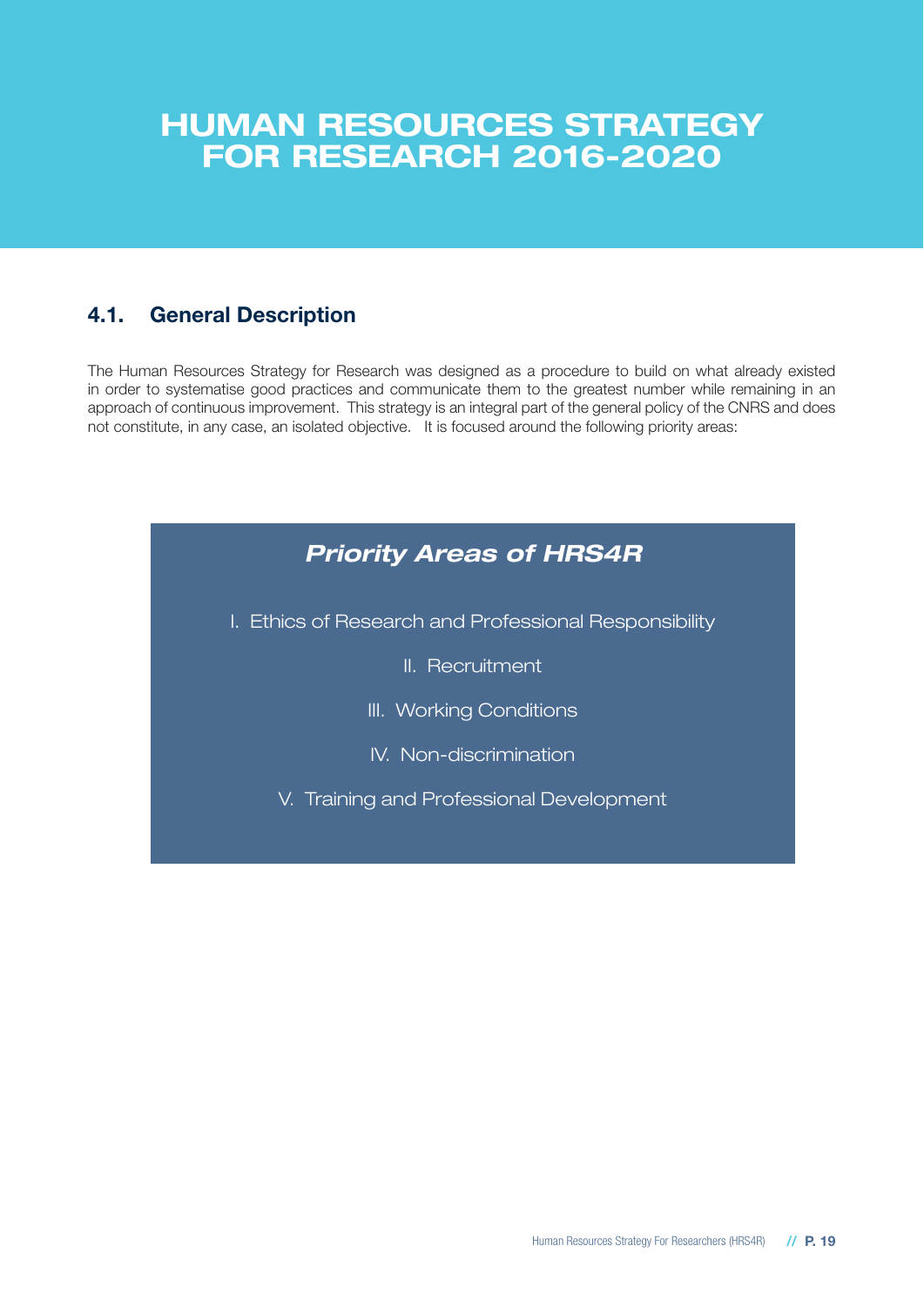# HUMAN RESOURCES STRATEGY FOR RESEARCH 2016-2020

## 4.1. General Description

The Human Resources Strategy for Research was designed as a procedure to build on what already existed in order to systematise good practices and communicate them to the greatest number while remaining in an approach of continuous improvement. This strategy is an integral part of the general policy of the CNRS and does not constitute, in any case, an isolated objective. It is focused around the following priority areas:

### *Priority Areas of HRS4R*

I. Ethics of Research and Professional Responsibility

II. Recruitment

III. Working Conditions

IV. Non-discrimination

V. Training and Professional Development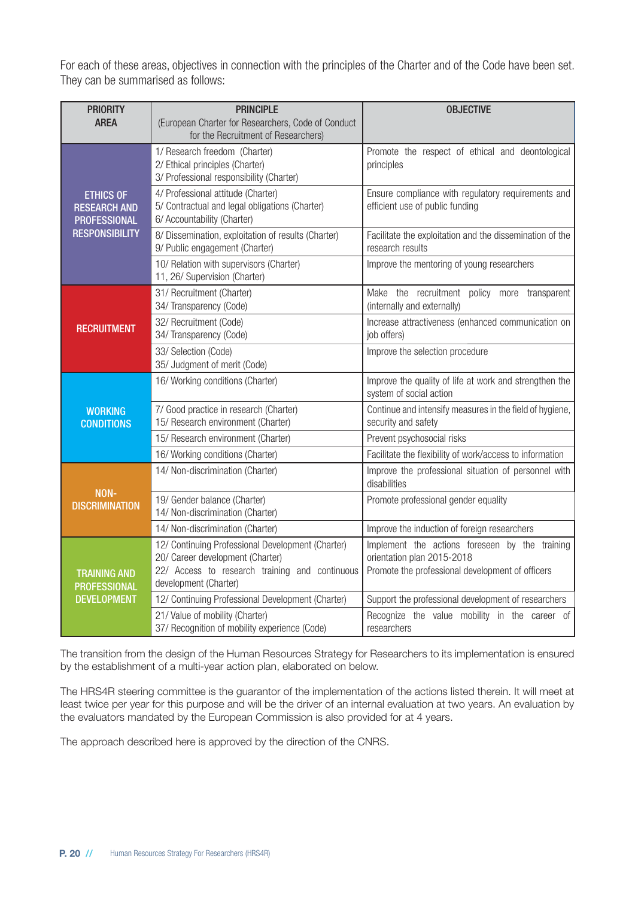For each of these areas, objectives in connection with the principles of the Charter and of the Code have been set. They can be summarised as follows:

| PRIORITY AREA | PRINCIPLE (European Charter for Researchers, Code of Conduct for the Recruitment of Researchers) | OBJECTIVE |
|---|---|---|
| ETHICS OF RESEARCH AND PROFESSIONAL RESPONSIBILITY | 1/ Research freedom (Charter)<br>2/ Ethical principles (Charter)<br>3/ Professional responsibility (Charter) | Promote the respect of ethical and deontological principles |
| | 4/ Professional attitude (Charter)<br>5/ Contractual and legal obligations (Charter)<br>6/ Accountability (Charter) | Ensure compliance with regulatory requirements and efficient use of public funding |
| | 8/ Dissemination, exploitation of results (Charter)<br>9/ Public engagement (Charter) | Facilitate the exploitation and the dissemination of the research results |
| | 10/ Relation with supervisors (Charter)<br>11, 26/ Supervision (Charter) | Improve the mentoring of young researchers |
| RECRUITMENT | 31/ Recruitment (Charter)<br>34/ Transparency (Code) | Make the recruitment policy more transparent (internally and externally) |
| | 32/ Recruitment (Code)<br>34/ Transparency (Code) | Increase attractiveness (enhanced communication on job offers) |
| | 33/ Selection (Code)<br>35/ Judgment of merit (Code) | Improve the selection procedure |
| WORKING CONDITIONS | 16/ Working conditions (Charter) | Improve the quality of life at work and strengthen the system of social action |
| | 7/ Good practice in research (Charter)<br>15/ Research environment (Charter) | Continue and intensify measures in the field of hygiene, security and safety |
| | 15/ Research environment (Charter) | Prevent psychosocial risks |
| | 16/ Working conditions (Charter) | Facilitate the flexibility of work/access to information |
| NON-DISCRIMINATION | 14/ Non-discrimination (Charter) | Improve the professional situation of personnel with disabilities |
| | 19/ Gender balance (Charter)<br>14/ Non-discrimination (Charter) | Promote professional gender equality |
| | 14/ Non-discrimination (Charter) | Improve the induction of foreign researchers |
| TRAINING AND PROFESSIONAL DEVELOPMENT | 12/ Continuing Professional Development (Charter)<br>20/ Career development (Charter)<br>22/ Access to research training and continuous development (Charter) | Implement the actions foreseen by the training orientation plan 2015-2018<br>Promote the professional development of officers |
| | 12/ Continuing Professional Development (Charter) | Support the professional development of researchers |
| | 21/ Value of mobility (Charter)<br>37/ Recognition of mobility experience (Code) | Recognize the value mobility in the career of researchers |

The transition from the design of the Human Resources Strategy for Researchers to its implementation is ensured by the establishment of a multi-year action plan, elaborated on below.

The HRS4R steering committee is the guarantor of the implementation of the actions listed therein. It will meet at least twice per year for this purpose and will be the driver of an internal evaluation at two years. An evaluation by the evaluators mandated by the European Commission is also provided for at 4 years.

The approach described here is approved by the direction of the CNRS.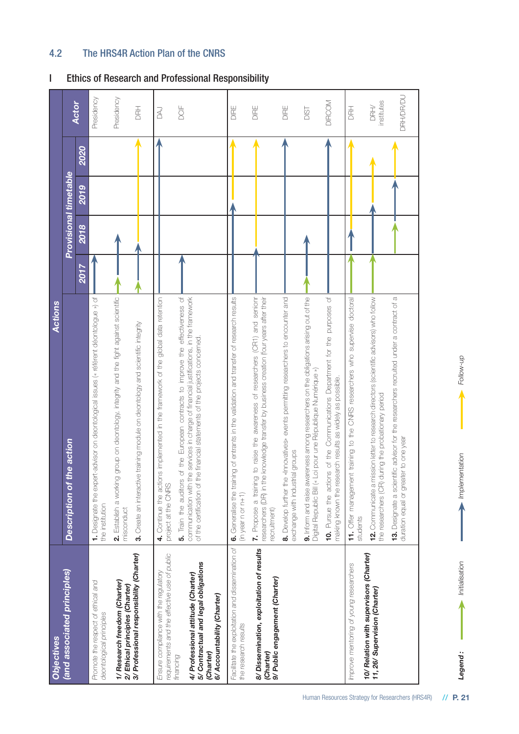## 4.2 The HRS4R Action Plan of the CNRS

### I Ethics of Research and Professional Responsibility

| Objectives (and associated principles) | Description of the action | 2017 | 2018 | 2019 | 2020 | Actor |
|---|---|---|---|---|---|---|
| Promote the respect of ethical and deontological principles<br><br>**1/ Research freedom (Charter)**<br>**2/ Ethical principles (Charter)**<br>**3/ Professional responsibility (Charter)** | **1.** Designate the expert-advisor on deontological issues (« référent déontologue ») of the institution | Implementation | | | | Presidency |
| | **2.** Establish a working group on deontology, integrity and the fight against scientific misconduct | Initialisation → Implementation | Implementation | | | Presidency |
| | **3.** Create an interactive training module on deontology and scientific integrity | Initialisation → Implementation | Implementation → Follow-up | Follow-up | Follow-up | DRH |
| Ensure compliance with the regulatory requirements and the effective use of public financing<br><br>**4/ Professional attitude (Charter)**<br>**5/ Contractual and legal obligations (Charter)**<br>**6/ Accountability (Charter)** | **4.** Continue the actions implemented in the framework of the global data retention project at the CNRS | Implementation | Implementation | Implementation | Implementation | DAJ |
| | **5.** Train the auditors of the European contracts to improve the effectiveness of communication with the services in charge of financial justifications, in the framework of the certification of the financial statements of the projects concerned. | Implementation | | | | DCIF |
| Facilitate the exploitation and dissemination of the research results<br><br>**8/ Dissemination, exploitation of results (Charter)**<br>**9/ Public engagement (Charter)** | **6.** Generalise the training of entrants in the validation and transfer of research results (in year n or n+1) | Implementation | Implementation | Implementation → Follow-up | Follow-up | DIRE |
| | **7.** Propose a training to raise the awareness of researchers (CR1) and seniorr researchers (DR) in the knowledge transfer by business creation (four years after their recruitment) | Implementation | Implementation → Follow-up | Follow-up | Follow-up | DIRE |
| | **8.** Develop further the «Innovatives» events permitting researchers to encounter and exchange with industrial groups | Implementation | Implementation | Implementation | Implementation | DIRE |
| | **9.** Inform and raise awareness among researchers on the obligations arising out of the Digital Republic Bill (« Loi pour une République Numérique ») | Initialisation → Implementation | Implementation | | | DIST |
| | **10.** Pursue the actions of the Communications Department for the purposes of making known the research results as widely as possible. | Implementation | Implementation | Implementation | Implementation | DIRCOM |
| Improve mentoring of young researchers<br><br>**10/ Relation with supervisors (Charter)**<br>**11, 26/ Supervision (Charter)** | **11.** Offer management training to the CNRS researchers who supervise doctoral students | Initialisation | Implementation → Follow-up | Follow-up | Follow-up | DRH |
| | **12.** Communicate a mission letter to research directors (scientific advisors) who follow the researchers (CR) during the probationary period | Initialisation | Implementation | Follow-up | Follow-up | DRH/ institutes |
| | **13.** Designate a scientific advisor for the researchers recruited under a contract of a duration equal or greater to one year | | Initialisation | Implementation | Follow-up | DRH/DR/DU |

**Legend:** Initialisation — Implementation — Follow-up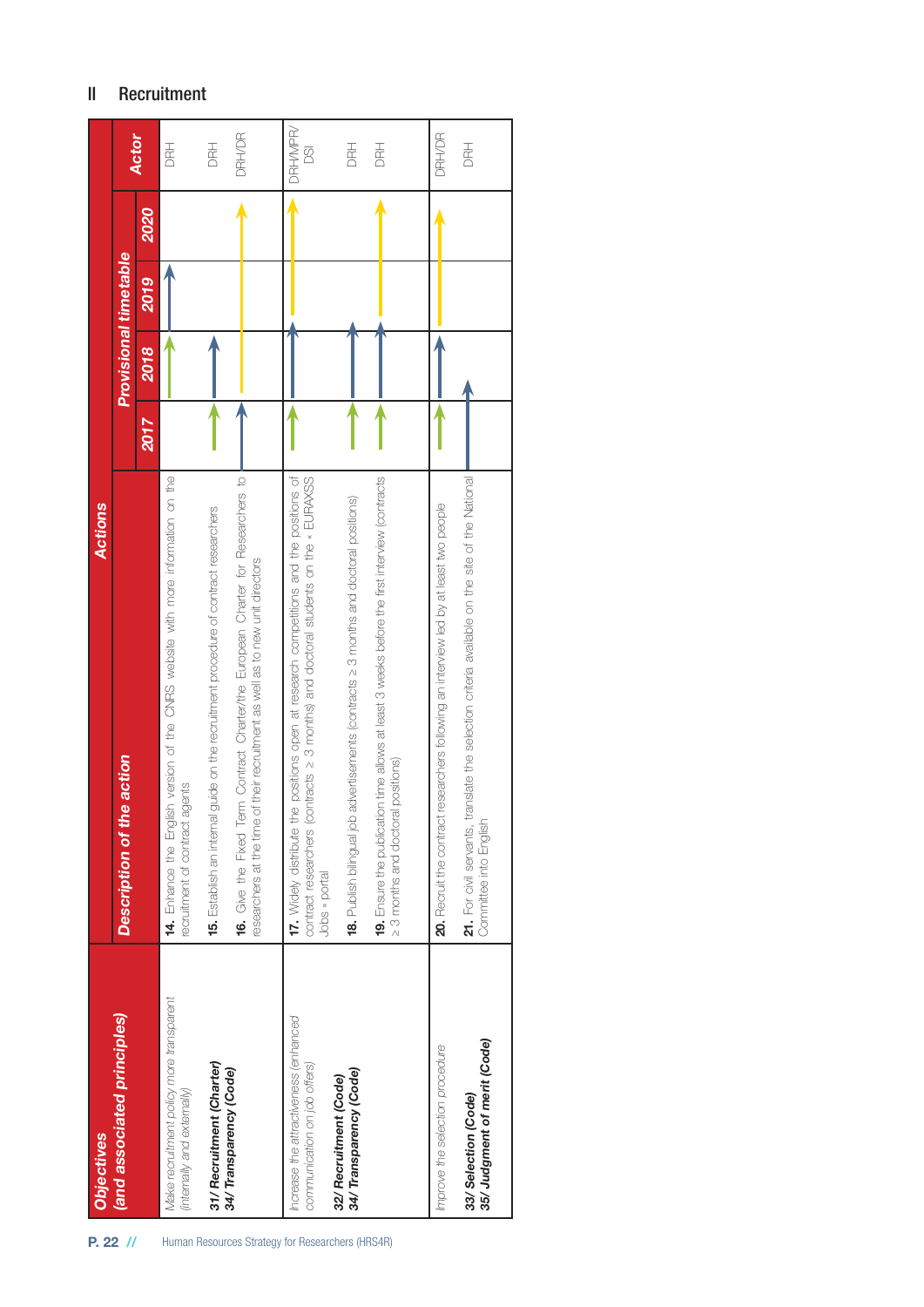## II Recruitment

| Objectives (and associated principles) | Actions | | | | | Actor |
|---|---|---|---|---|---|---|
| | Description of the action | Provisional timetable | | | | |
| | | 2017 | 2018 | 2019 | 2020 | |
| *Make recruitment policy more transparent (internally and externally)*<br><br>**31/ Recruitment (Charter)**<br>**34/ Transparency (Code)** | **14.** Enhance the English version of the CNRS website with more information on the recruitment of contract agents | | ↑ | ↑ | | DRH |
| | **15.** Establish an internal guide on the recruitment procedure of contract researchers | ↑ | ↑ | | | DRH |
| | **16.** Give the Fixed Term Contract Charter/the European Charter for Researchers to researchers at the time of their recruitment as well as to new unit directors | ↑ | ↑ | ↑ | ↑ | DRH/DR |
| *Increase the attractiveness (enhanced communication on job offers)*<br><br>**32/ Recruitment (Code)**<br>**34/ Transparency (Code)** | **17.** Widely distribute the positions open at research competitions and the positions of contract researchers (contracts ≥ 3 months) and doctoral students on the « EURAXSS Jobs » portal | ↑ | ↑ | ↑ | ↑ | DRH/MPR/DSI |
| | **18.** Publish bilingual job advertisements (contracts ≥ 3 months and doctoral positions) | ↑ | ↑ | | | DRH |
| | **19.** Ensure the publication time allows at least 3 weeks before the first interview (contracts ≥ 3 months and doctoral positions) | ↑ | ↑ | ↑ | ↑ | DRH |
| *Improve the selection procedure*<br><br>**33/ Selection (Code)**<br>**35/ Judgment of merit (Code)** | **20.** Recruit the contract researchers following an interview led by at least two people | ↑ | ↑ | ↑ | ↑ | DRH/DR |
| | **21.** For civil servants, translate the selection criteria available on the site of the National Committee into English | ↑ | | | | DRH |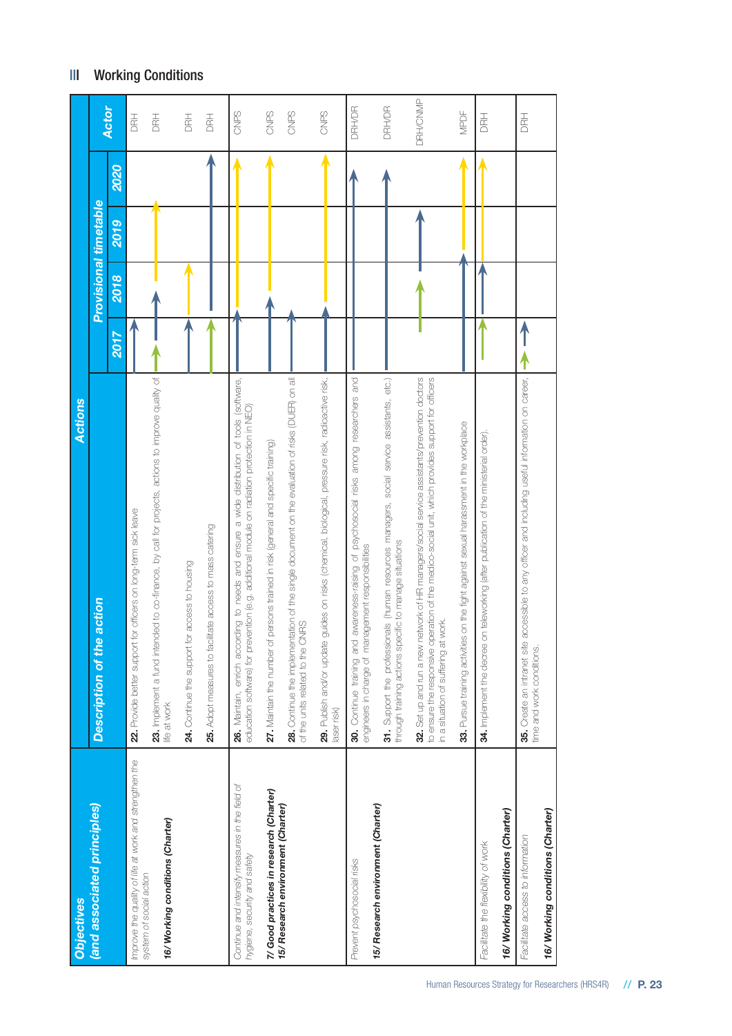## III Working Conditions

| Objectives (and associated principles) | Actions: Description of the action | Provisional timetable | Actor |
|---|---|---|---|
| Improve the quality of life at work and strengthen the system of social action<br>**16/ Working conditions (Charter)** | **22.** Provide better support for officers on long-term sick leave | 2017 | DRH |
| | **23.** Implement a fund intended to co-finance, by call for projects, actions to improve quality of life at work | 2017–2019 | DRH |
| | **24.** Continue the support for access to housing | 2017–2018 | DRH |
| | **25.** Adopt measures to facilitate access to mass catering | 2017–2020 | DRH |
| Continue and intensify measures in the field of hygiene, security and safety<br>**7/ Good practices in research (Charter)**<br>**15/ Research environment (Charter)** | **26.** Maintain, enrich according to needs and ensure a wide distribution of tools (software, education software) for prevention (e.g. additional module on radiation protection in NEO) | 2017–2020 | CNPS |
| | **27.** Maintain the number of persons trained in risk (general and specific training) | 2017–2020 | CNPS |
| | **28.** Continue the implementation of the single document on the evaluation of risks (DUER) on all of the units related to the CNRS | 2017 | CNPS |
| | **29.** Publish and/or update guides on risks (chemical, biological, pressure risk, radioactive risk, laser risk) | 2017–2020 | CNPS |
| Prevent psychosocial risks<br>**15/ Research environment (Charter)** | **30.** Continue training and awareness-raising of psychosocial risks among researchers and engineers in charge of management responsibilities | 2017–2020 | DRH/DR |
| | **31.** Support the professionals (human resources managers, social service assistants, etc.) through training actions specific to manage situations | 2017–2020 | DRH/DR |
| | **32.** Set up and run a new network of HR managers/social service assistants/prevention doctors to ensure the responsive operation of the medico-social unit, which provides support for officers in a situation of suffering at work. | 2018–2019 | DRH/CNMP |
| | **33.** Pursue training activities on the fight against sexual harassment in the workplace | 2017–2020 | MPDF |
| Facilitate the flexibility of work<br>**16/ Working conditions (Charter)** | **34.** Implement the decree on teleworking (after publication of the ministerial order). | 2017–2020 | DRH |
| Facilitate access to information<br>**16/ Working conditions (Charter)** | **35.** Create an intranet site accessible to any officer and including useful information on career, time and work conditions. | 2017 | DRH |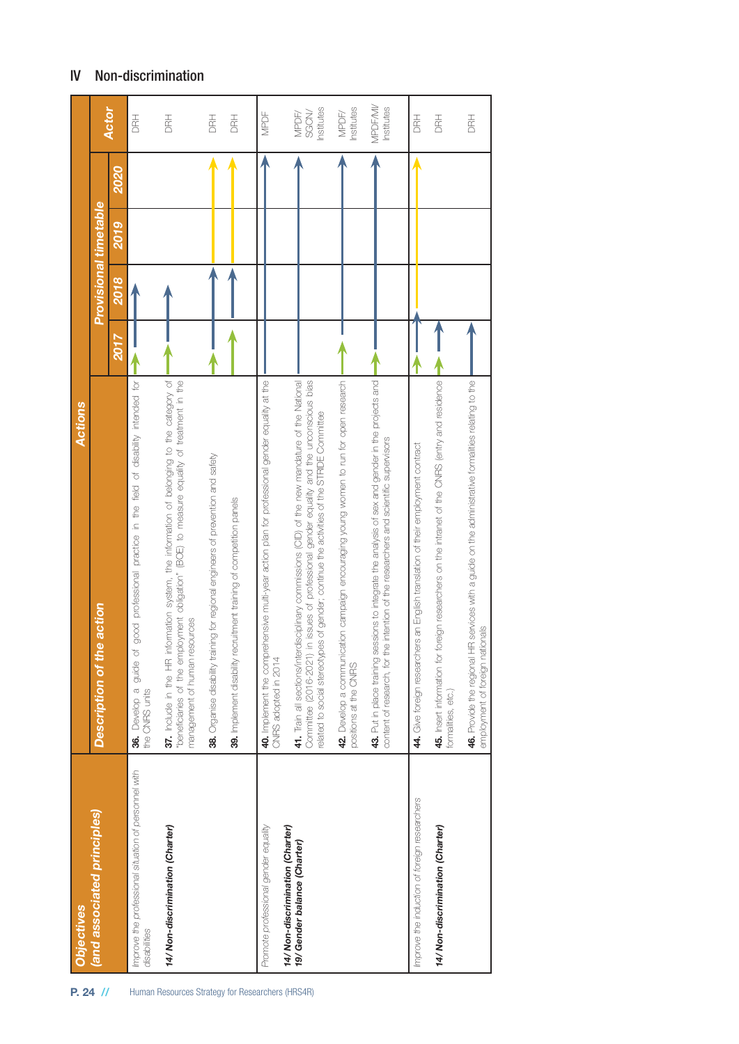## IV Non-discrimination

| Objectives (and associated principles) | Actions – Description of the action | Provisional timetable 2017 | 2018 | 2019 | 2020 | Actor |
|---|---|---|---|---|---|---|
| *Improve the professional situation of personnel with disabilities*<br><br>**14/ Non-discrimination (Charter)** | **36.** Develop a guide of good professional practice in the field of disability intended for the CNRS units | | | | | DRH |
| | **37.** Include in the HR information system, the information of belonging to the category of "beneficiaries of the employment obligation" (BOE) to measure equality of treatment in the management of human resources | | | | | DRH |
| | **38.** Organise disability training for regional engineers of prevention and safety | | | | | DRH |
| | **39.** Implement disability recruitment training of competition panels | | | | | DRH |
| *Promote professional gender equality*<br><br>**14/ Non-discrimination (Charter)**<br>**19/ Gender balance (Charter)** | **40.** Implement the comprehensive multi-year action plan for professional gender equality at the CNRS adopted in 2014 | | | | | MPDF |
| | **41.** Train all sections/interdisciplinary commissions (CID) of the new mandature of the National Committee (2016-2021) in issues of professional gender equality and the unconscious bias related to social stereotypes of gender; continue the activities of the STRIDE Committee | | | | | MPDF/ SGCN/ Institutes |
| | **42.** Develop a communication campaign encouraging young women to run for open research positions at the CNRS | | | | | MPDF/ Institutes |
| | **43.** Put in place training sessions to integrate the analysis of sex and gender in the projects and content of research, for the intention of the researchers and scientific supervisors | | | | | MPDF/MI/ Institutes |
| *Improve the induction of foreign researchers*<br><br>**14/ Non-discrimination (Charter)** | **44.** Give foreign researchers an English translation of their employment contract | | | | | DRH |
| | **45.** Insert information for foreign researchers on the intranet of the CNRS (entry and residence formalities, etc.) | | | | | DRH |
| | **46.** Provide the regional HR services with a guide on the administrative formalities relating to the employment of foreign nationals | | | | | DRH |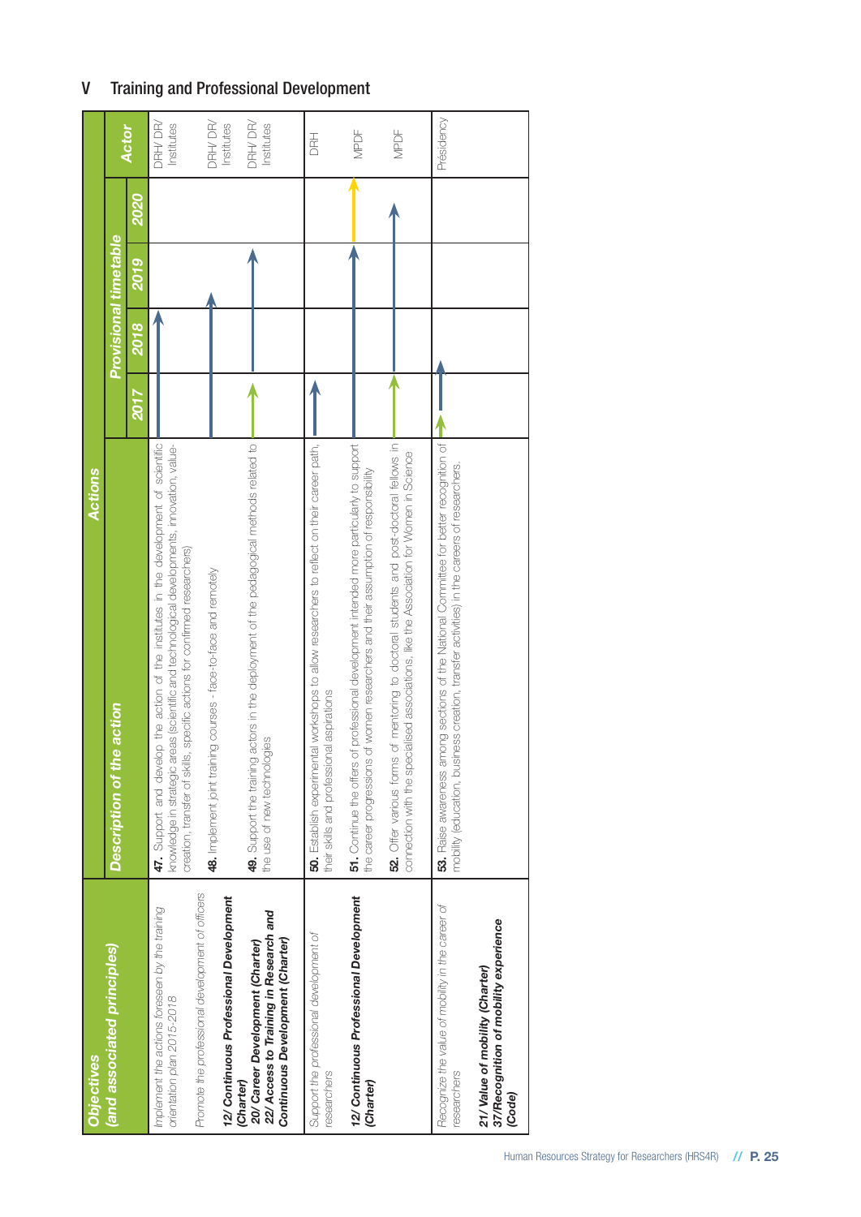## V Training and Professional Development

| Objectives (and associated principles) | Description of the action | Provisional timetable 2017 | 2018 | 2019 | 2020 | Actor |
|---|---|---|---|---|---|---|
| *Implement the actions foreseen by the training orientation plan 2015-2018*<br><br>*Promote the professional development of officers*<br><br>**12/ Continuous Professional Development (Charter)**<br>***20/ Career Development (Charter)***<br>***22/ Access to Training in Research and Continuous Development (Charter)*** | **47.** Support and develop the action of the institutes in the development of scientific knowledge in strategic areas (scientific and technological developments, innovation, value-creation, transfer of skills, specific actions for confirmed researchers) | → | → | | | DRH/ DR/ Institutes |
| | **48.** Implement joint training courses - face-to-face and remotely | → | → | → | | DRH/ DR/ Institutes |
| | **49.** Support the training actors in the deployment of the pedagogical methods related to the use of new technologies | → | → | → | | DRH/ DR/ Institutes |
| *Support the professional development of researchers*<br><br>**12/ Continuous Professional Development (Charter)** | **50.** Establish experimental workshops to allow researchers to reflect on their career path, their skills and professional aspirations | → | | | | DRH |
| | **51.** Continue the offers of professional development intended more particularly to support the career progressions of women researchers and their assumption of responsibility | → | → | → | → | MPDF |
| | **52.** Offer various forms of mentoring to doctoral students and post-doctoral fellows in connection with the specialised associations, like the Association for Women in Science | → | → | → | → | MPDF |
| *Recognize the value of mobility in the career of researchers*<br><br>***21/ Value of mobility (Charter)***<br>***37/Recognition of mobility experience (Code)*** | **53.** Raise awareness among sections of the National Committee for better recognition of mobility (education, business creation, transfer activities) in the careers of researchers. | → | → | | | Présidency |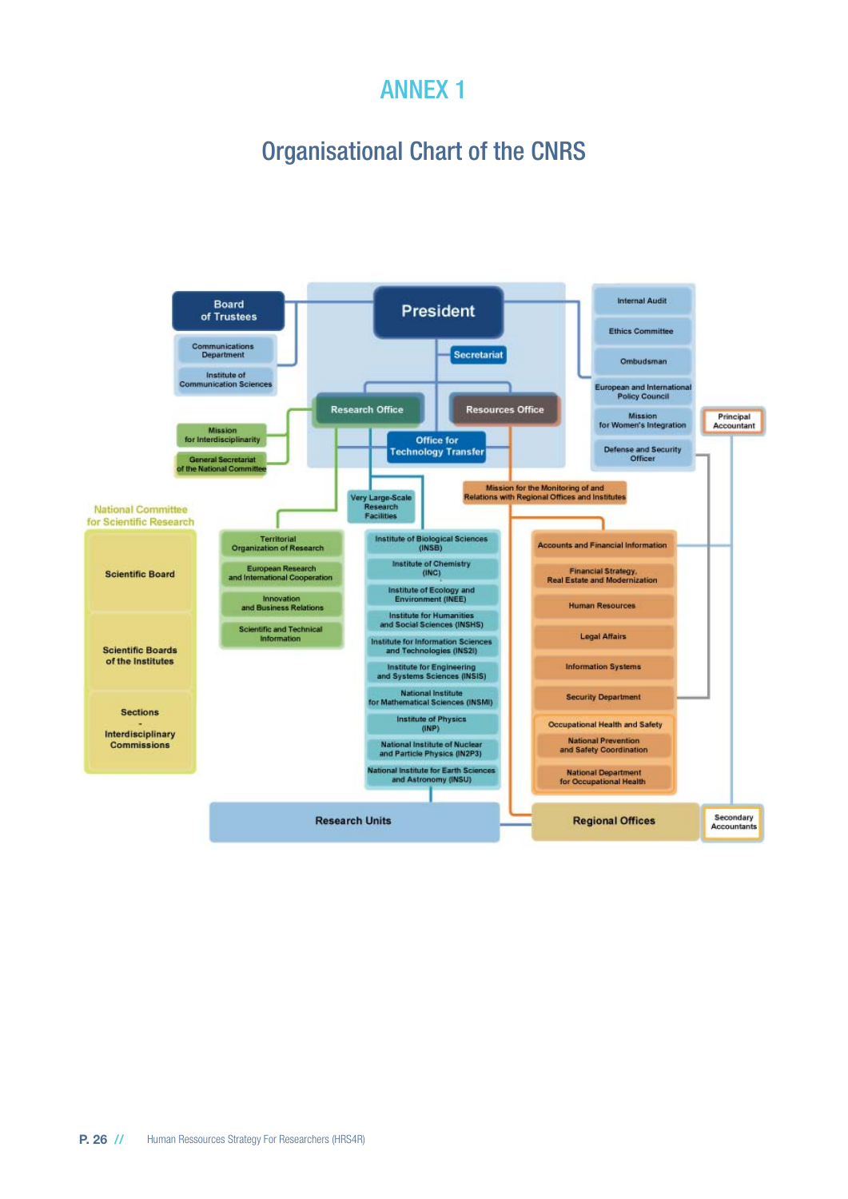# ANNEX 1

## Organisational Chart of the CNRS

**President**

- Secretariat

Board of Trustees
- Communications Department
- Institute of Communication Sciences

Internal Audit
- Ethics Committee
- Ombudsman
- European and International Policy Council
- Mission for Women's Integration
- Defense and Security Officer

Principal Accountant

**Research Office**
- Mission for Interdisciplinarity
- General Secretariat of the National Committee
- Territorial Organization of Research
- European Research and International Cooperation
- Innovation and Business Relations
- Scientific and Technical Information

**Office for Technology Transfer**

**Resources Office**

Very Large-Scale Research Facilities

Mission for the Monitoring of and Relations with Regional Offices and Institutes

National Committee for Scientific Research
- Scientific Board
- Scientific Boards of the Institutes
- Sections - Interdisciplinary Commissions

Institutes:
- Institute of Biological Sciences (INSB)
- Institute of Chemistry (INC)
- Institute of Ecology and Environment (INEE)
- Institute for Humanities and Social Sciences (INSHS)
- Institute for Information Sciences and Technologies (INS2I)
- Institute for Engineering and Systems Sciences (INSIS)
- National Institute for Mathematical Sciences (INSMI)
- Institute of Physics (INP)
- National Institute of Nuclear and Particle Physics (IN2P3)
- National Institute for Earth Sciences and Astronomy (INSU)

Resources departments:
- Accounts and Financial Information
- Financial Strategy, Real Estate and Modernization
- Human Resources
- Legal Affairs
- Information Systems
- Security Department
- Occupational Health and Safety
  - National Prevention and Safety Coordination
  - National Department for Occupational Health

**Research Units**

**Regional Offices**

Secondary Accountants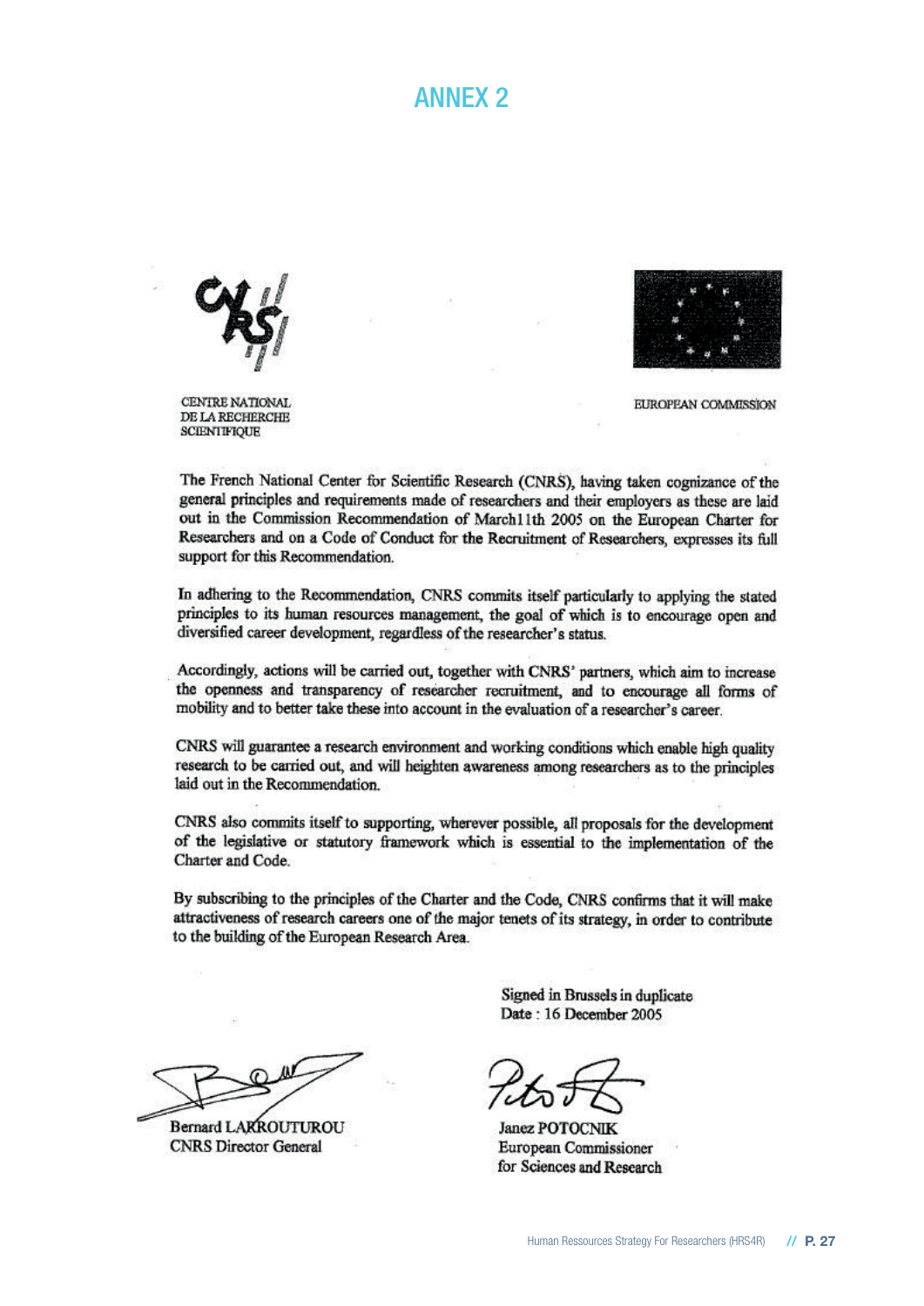# ANNEX 2

CENTRE NATIONAL DE LA RECHERCHE SCIENTIFIQUE

EUROPEAN COMMISSION

The French National Center for Scientific Research (CNRS), having taken cognizance of the general principles and requirements made of researchers and their employers as these are laid out in the Commission Recommendation of March11th 2005 on the European Charter for Researchers and on a Code of Conduct for the Recruitment of Researchers, expresses its full support for this Recommendation.

In adhering to the Recommendation, CNRS commits itself particularly to applying the stated principles to its human resources management, the goal of which is to encourage open and diversified career development, regardless of the researcher's status.

Accordingly, actions will be carried out, together with CNRS' partners, which aim to increase the openness and transparency of researcher recruitment, and to encourage all forms of mobility and to better take these into account in the evaluation of a researcher's career.

CNRS will guarantee a research environment and working conditions which enable high quality research to be carried out, and will heighten awareness among researchers as to the principles laid out in the Recommendation.

CNRS also commits itself to supporting, wherever possible, all proposals for the development of the legislative or statutory framework which is essential to the implementation of the Charter and Code.

By subscribing to the principles of the Charter and the Code, CNRS confirms that it will make attractiveness of research careers one of the major tenets of its strategy, in order to contribute to the building of the European Research Area.

Signed in Brussels in duplicate
Date : 16 December 2005

Bernard LARROUTUROU
CNRS Director General

Janez POTOCNIK
European Commissioner
for Sciences and Research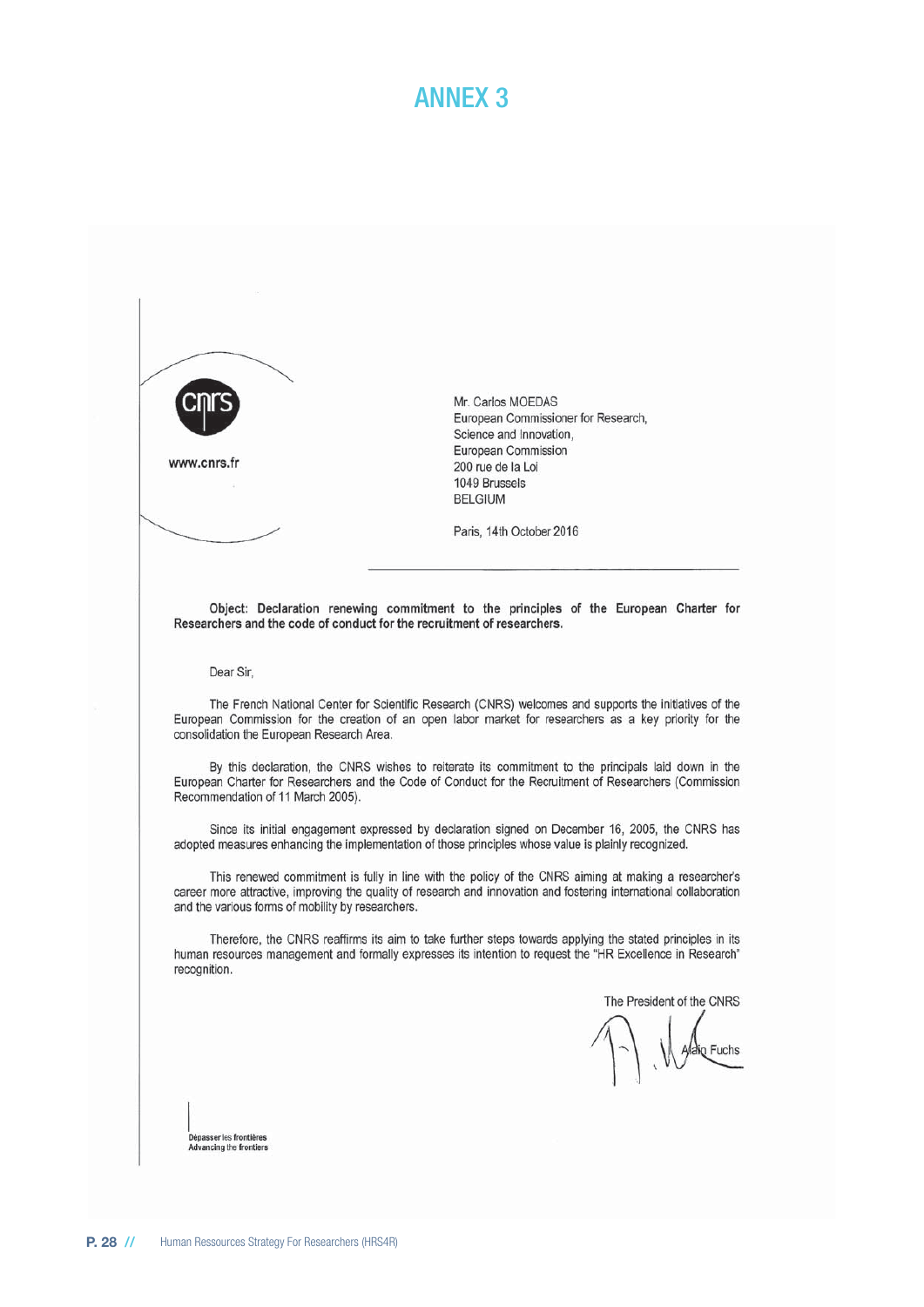# ANNEX 3

www.cnrs.fr

Mr. Carlos MOEDAS
European Commissioner for Research,
Science and Innovation,
European Commission
200 rue de la Loi
1049 Brussels
BELGIUM

Paris, 14th October 2016

**Object: Declaration renewing commitment to the principles of the European Charter for Researchers and the code of conduct for the recruitment of researchers.**

Dear Sir,

The French National Center for Scientific Research (CNRS) welcomes and supports the initiatives of the European Commission for the creation of an open labor market for researchers as a key priority for the consolidation the European Research Area.

By this declaration, the CNRS wishes to reiterate its commitment to the principals laid down in the European Charter for Researchers and the Code of Conduct for the Recruitment of Researchers (Commission Recommendation of 11 March 2005).

Since its initial engagement expressed by declaration signed on December 16, 2005, the CNRS has adopted measures enhancing the implementation of those principles whose value is plainly recognized.

This renewed commitment is fully in line with the policy of the CNRS aiming at making a researcher's career more attractive, improving the quality of research and innovation and fostering international collaboration and the various forms of mobility by researchers.

Therefore, the CNRS reaffirms its aim to take further steps towards applying the stated principles in its human resources management and formally expresses its intention to request the "HR Excellence in Research" recognition.

The President of the CNRS

Alain Fuchs

Dépasser les frontières
Advancing the frontiers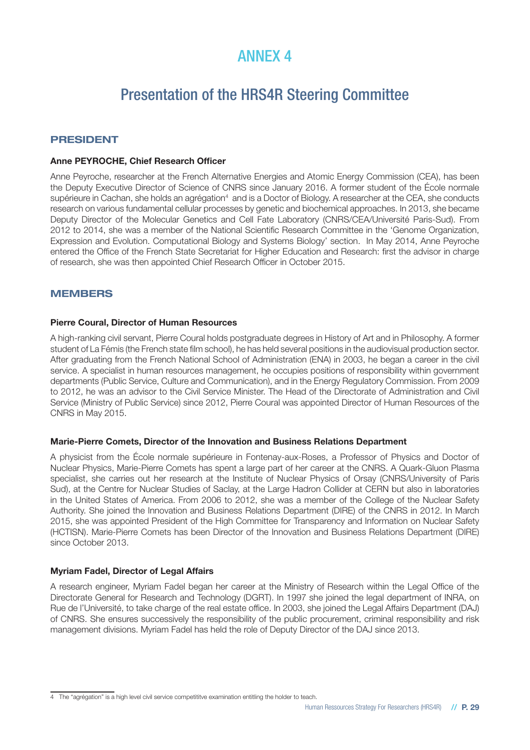# ANNEX 4

## Presentation of the HRS4R Steering Committee

### PRESIDENT

**Anne PEYROCHE, Chief Research Officer**

Anne Peyroche, researcher at the French Alternative Energies and Atomic Energy Commission (CEA), has been the Deputy Executive Director of Science of CNRS since January 2016. A former student of the École normale supérieure in Cachan, she holds an agrégation[4] and is a Doctor of Biology. A researcher at the CEA, she conducts research on various fundamental cellular processes by genetic and biochemical approaches. In 2013, she became Deputy Director of the Molecular Genetics and Cell Fate Laboratory (CNRS/CEA/Université Paris-Sud). From 2012 to 2014, she was a member of the National Scientific Research Committee in the 'Genome Organization, Expression and Evolution. Computational Biology and Systems Biology' section. In May 2014, Anne Peyroche entered the Office of the French State Secretariat for Higher Education and Research: first the advisor in charge of research, she was then appointed Chief Research Officer in October 2015.

### MEMBERS

**Pierre Coural, Director of Human Resources**

A high-ranking civil servant, Pierre Coural holds postgraduate degrees in History of Art and in Philosophy. A former student of La Fémis (the French state film school), he has held several positions in the audiovisual production sector. After graduating from the French National School of Administration (ENA) in 2003, he began a career in the civil service. A specialist in human resources management, he occupies positions of responsibility within government departments (Public Service, Culture and Communication), and in the Energy Regulatory Commission. From 2009 to 2012, he was an advisor to the Civil Service Minister. The Head of the Directorate of Administration and Civil Service (Ministry of Public Service) since 2012, Pierre Coural was appointed Director of Human Resources of the CNRS in May 2015.

**Marie-Pierre Comets, Director of the Innovation and Business Relations Department**

A physicist from the École normale supérieure in Fontenay-aux-Roses, a Professor of Physics and Doctor of Nuclear Physics, Marie-Pierre Comets has spent a large part of her career at the CNRS. A Quark-Gluon Plasma specialist, she carries out her research at the Institute of Nuclear Physics of Orsay (CNRS/University of Paris Sud), at the Centre for Nuclear Studies of Saclay, at the Large Hadron Collider at CERN but also in laboratories in the United States of America. From 2006 to 2012, she was a member of the College of the Nuclear Safety Authority. She joined the Innovation and Business Relations Department (DIRE) of the CNRS in 2012. In March 2015, she was appointed President of the High Committee for Transparency and Information on Nuclear Safety (HCTISN). Marie-Pierre Comets has been Director of the Innovation and Business Relations Department (DIRE) since October 2013.

**Myriam Fadel, Director of Legal Affairs**

A research engineer, Myriam Fadel began her career at the Ministry of Research within the Legal Office of the Directorate General for Research and Technology (DGRT). In 1997 she joined the legal department of INRA, on Rue de l'Université, to take charge of the real estate office. In 2003, she joined the Legal Affairs Department (DAJ) of CNRS. She ensures successively the responsibility of the public procurement, criminal responsibility and risk management divisions. Myriam Fadel has held the role of Deputy Director of the DAJ since 2013.

---

4 The "agrégation" is a high level civil service competititve examination entitling the holder to teach.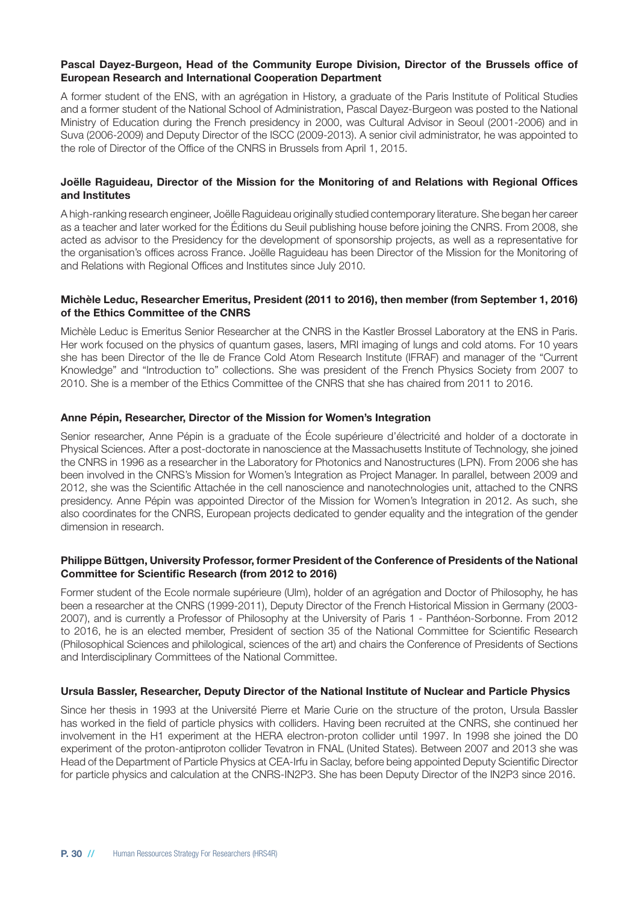**Pascal Dayez-Burgeon, Head of the Community Europe Division, Director of the Brussels office of European Research and International Cooperation Department**

A former student of the ENS, with an agrégation in History, a graduate of the Paris Institute of Political Studies and a former student of the National School of Administration, Pascal Dayez-Burgeon was posted to the National Ministry of Education during the French presidency in 2000, was Cultural Advisor in Seoul (2001-2006) and in Suva (2006-2009) and Deputy Director of the ISCC (2009-2013). A senior civil administrator, he was appointed to the role of Director of the Office of the CNRS in Brussels from April 1, 2015.

**Joëlle Raguideau, Director of the Mission for the Monitoring of and Relations with Regional Offices and Institutes**

A high-ranking research engineer, Joëlle Raguideau originally studied contemporary literature. She began her career as a teacher and later worked for the Éditions du Seuil publishing house before joining the CNRS. From 2008, she acted as advisor to the Presidency for the development of sponsorship projects, as well as a representative for the organisation's offices across France. Joëlle Raguideau has been Director of the Mission for the Monitoring of and Relations with Regional Offices and Institutes since July 2010.

**Michèle Leduc, Researcher Emeritus, President (2011 to 2016), then member (from September 1, 2016) of the Ethics Committee of the CNRS**

Michèle Leduc is Emeritus Senior Researcher at the CNRS in the Kastler Brossel Laboratory at the ENS in Paris. Her work focused on the physics of quantum gases, lasers, MRI imaging of lungs and cold atoms. For 10 years she has been Director of the Ile de France Cold Atom Research Institute (IFRAF) and manager of the "Current Knowledge" and "Introduction to" collections. She was president of the French Physics Society from 2007 to 2010. She is a member of the Ethics Committee of the CNRS that she has chaired from 2011 to 2016.

**Anne Pépin, Researcher, Director of the Mission for Women's Integration**

Senior researcher, Anne Pépin is a graduate of the École supérieure d'électricité and holder of a doctorate in Physical Sciences. After a post-doctorate in nanoscience at the Massachusetts Institute of Technology, she joined the CNRS in 1996 as a researcher in the Laboratory for Photonics and Nanostructures (LPN). From 2006 she has been involved in the CNRS's Mission for Women's Integration as Project Manager. In parallel, between 2009 and 2012, she was the Scientific Attachée in the cell nanoscience and nanotechnologies unit, attached to the CNRS presidency. Anne Pépin was appointed Director of the Mission for Women's Integration in 2012. As such, she also coordinates for the CNRS, European projects dedicated to gender equality and the integration of the gender dimension in research.

**Philippe Büttgen, University Professor, former President of the Conference of Presidents of the National Committee for Scientific Research (from 2012 to 2016)**

Former student of the Ecole normale supérieure (Ulm), holder of an agrégation and Doctor of Philosophy, he has been a researcher at the CNRS (1999-2011), Deputy Director of the French Historical Mission in Germany (2003-2007), and is currently a Professor of Philosophy at the University of Paris 1 - Panthéon-Sorbonne. From 2012 to 2016, he is an elected member, President of section 35 of the National Committee for Scientific Research (Philosophical Sciences and philological, sciences of the art) and chairs the Conference of Presidents of Sections and Interdisciplinary Committees of the National Committee.

**Ursula Bassler, Researcher, Deputy Director of the National Institute of Nuclear and Particle Physics**

Since her thesis in 1993 at the Université Pierre et Marie Curie on the structure of the proton, Ursula Bassler has worked in the field of particle physics with colliders. Having been recruited at the CNRS, she continued her involvement in the H1 experiment at the HERA electron-proton collider until 1997. In 1998 she joined the D0 experiment of the proton-antiproton collider Tevatron in FNAL (United States). Between 2007 and 2013 she was Head of the Department of Particle Physics at CEA-Irfu in Saclay, before being appointed Deputy Scientific Director for particle physics and calculation at the CNRS-IN2P3. She has been Deputy Director of the IN2P3 since 2016.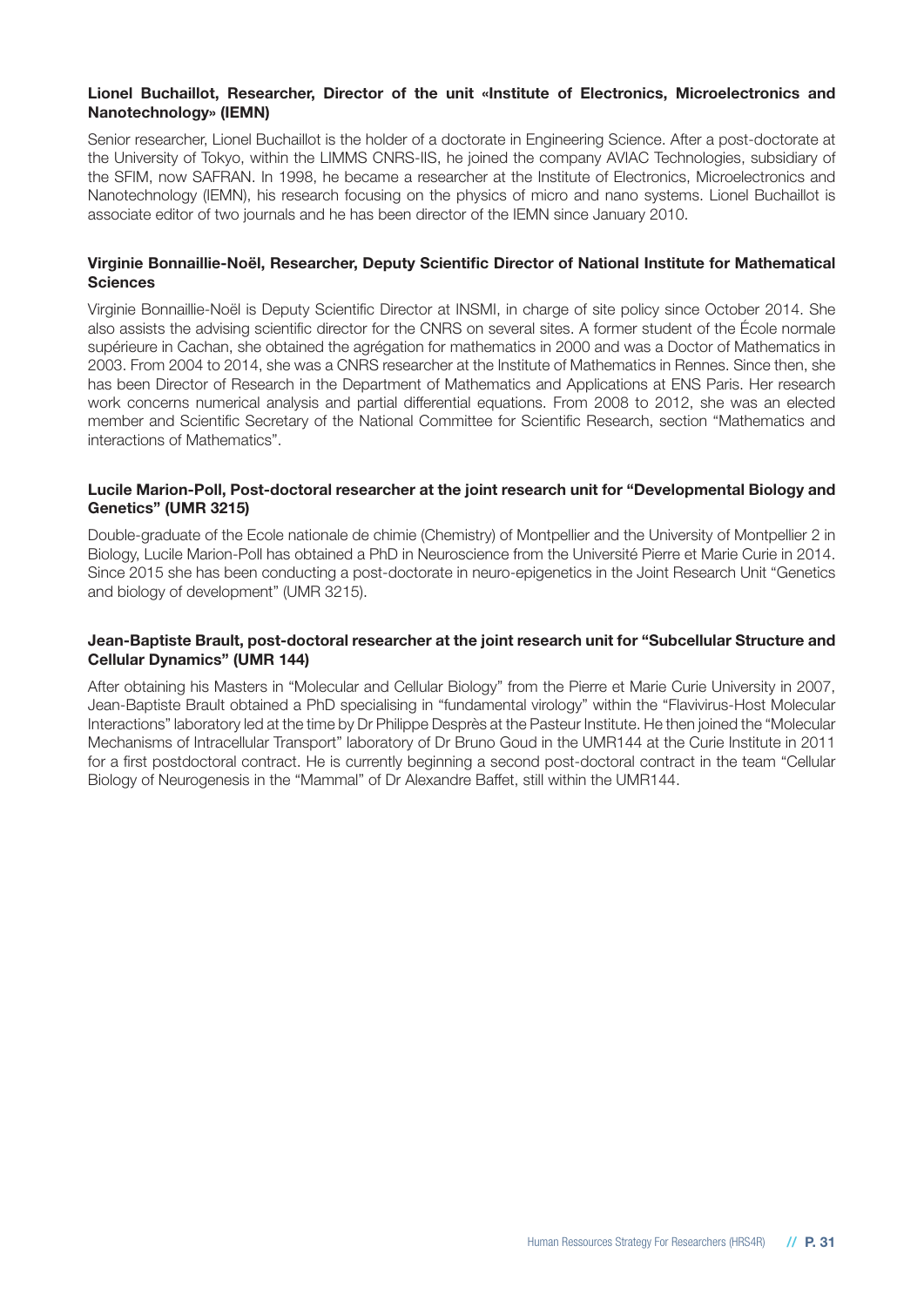**Lionel Buchaillot, Researcher, Director of the unit «Institute of Electronics, Microelectronics and Nanotechnology» (IEMN)**

Senior researcher, Lionel Buchaillot is the holder of a doctorate in Engineering Science. After a post-doctorate at the University of Tokyo, within the LIMMS CNRS-IIS, he joined the company AVIAC Technologies, subsidiary of the SFIM, now SAFRAN. In 1998, he became a researcher at the Institute of Electronics, Microelectronics and Nanotechnology (IEMN), his research focusing on the physics of micro and nano systems. Lionel Buchaillot is associate editor of two journals and he has been director of the IEMN since January 2010.

**Virginie Bonnaillie-Noël, Researcher, Deputy Scientific Director of National Institute for Mathematical Sciences**

Virginie Bonnaillie-Noël is Deputy Scientific Director at INSMI, in charge of site policy since October 2014. She also assists the advising scientific director for the CNRS on several sites. A former student of the École normale supérieure in Cachan, she obtained the agrégation for mathematics in 2000 and was a Doctor of Mathematics in 2003. From 2004 to 2014, she was a CNRS researcher at the Institute of Mathematics in Rennes. Since then, she has been Director of Research in the Department of Mathematics and Applications at ENS Paris. Her research work concerns numerical analysis and partial differential equations. From 2008 to 2012, she was an elected member and Scientific Secretary of the National Committee for Scientific Research, section "Mathematics and interactions of Mathematics".

**Lucile Marion-Poll, Post-doctoral researcher at the joint research unit for "Developmental Biology and Genetics" (UMR 3215)**

Double-graduate of the Ecole nationale de chimie (Chemistry) of Montpellier and the University of Montpellier 2 in Biology, Lucile Marion-Poll has obtained a PhD in Neuroscience from the Université Pierre et Marie Curie in 2014. Since 2015 she has been conducting a post-doctorate in neuro-epigenetics in the Joint Research Unit "Genetics and biology of development" (UMR 3215).

**Jean-Baptiste Brault, post-doctoral researcher at the joint research unit for "Subcellular Structure and Cellular Dynamics" (UMR 144)**

After obtaining his Masters in "Molecular and Cellular Biology" from the Pierre et Marie Curie University in 2007, Jean-Baptiste Brault obtained a PhD specialising in "fundamental virology" within the "Flavivirus-Host Molecular Interactions" laboratory led at the time by Dr Philippe Desprès at the Pasteur Institute. He then joined the "Molecular Mechanisms of Intracellular Transport" laboratory of Dr Bruno Goud in the UMR144 at the Curie Institute in 2011 for a first postdoctoral contract. He is currently beginning a second post-doctoral contract in the team "Cellular Biology of Neurogenesis in the "Mammal" of Dr Alexandre Baffet, still within the UMR144.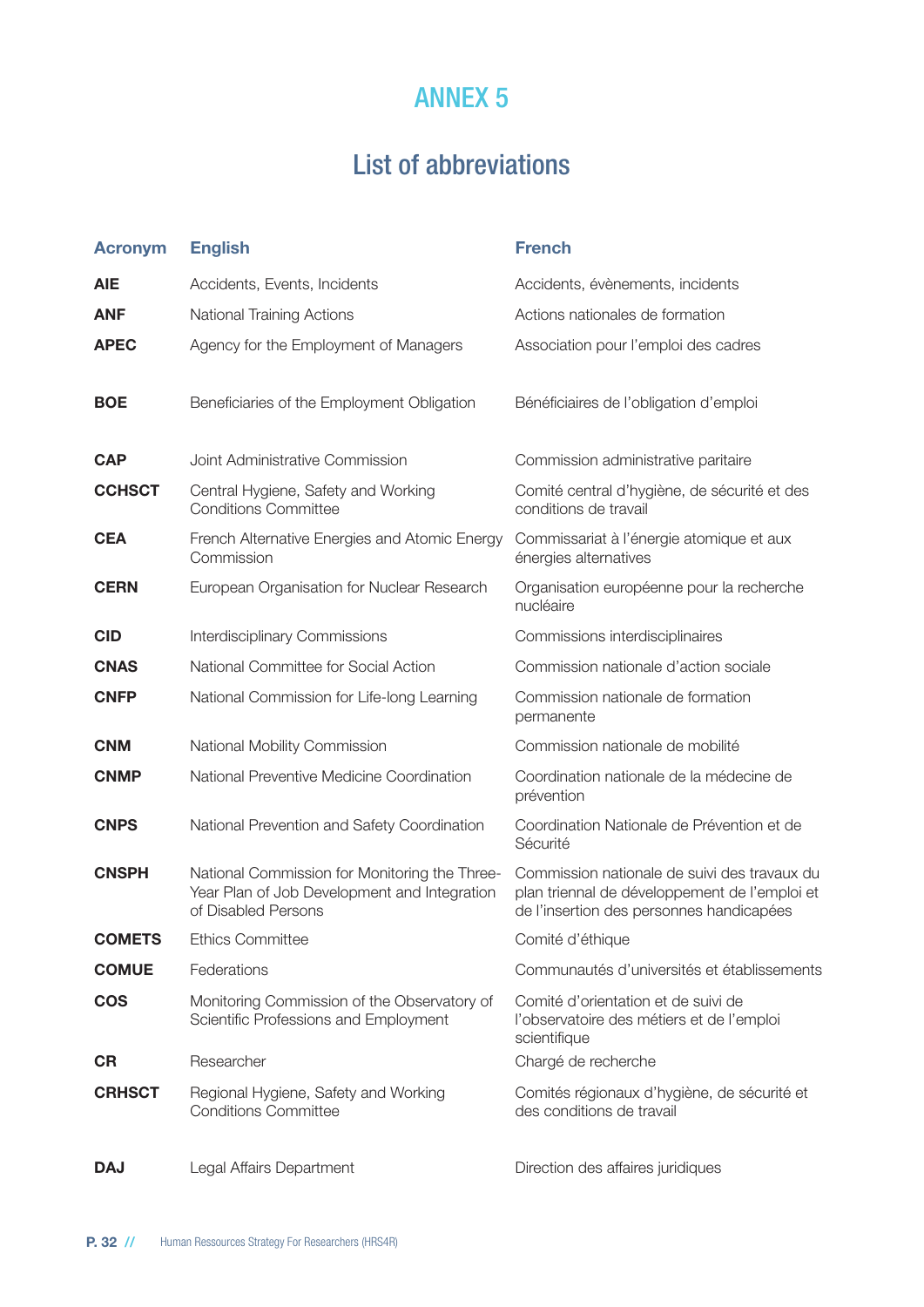# ANNEX 5

## List of abbreviations

| Acronym | English | French |
|---|---|---|
| **AIE** | Accidents, Events, Incidents | Accidents, évènements, incidents |
| **ANF** | National Training Actions | Actions nationales de formation |
| **APEC** | Agency for the Employment of Managers | Association pour l'emploi des cadres |
| **BOE** | Beneficiaries of the Employment Obligation | Bénéficiaires de l'obligation d'emploi |
| **CAP** | Joint Administrative Commission | Commission administrative paritaire |
| **CCHSCT** | Central Hygiene, Safety and Working Conditions Committee | Comité central d'hygiène, de sécurité et des conditions de travail |
| **CEA** | French Alternative Energies and Atomic Energy Commission | Commissariat à l'énergie atomique et aux énergies alternatives |
| **CERN** | European Organisation for Nuclear Research | Organisation européenne pour la recherche nucléaire |
| **CID** | Interdisciplinary Commissions | Commissions interdisciplinaires |
| **CNAS** | National Committee for Social Action | Commission nationale d'action sociale |
| **CNFP** | National Commission for Life-long Learning | Commission nationale de formation permanente |
| **CNM** | National Mobility Commission | Commission nationale de mobilité |
| **CNMP** | National Preventive Medicine Coordination | Coordination nationale de la médecine de prévention |
| **CNPS** | National Prevention and Safety Coordination | Coordination Nationale de Prévention et de Sécurité |
| **CNSPH** | National Commission for Monitoring the Three-Year Plan of Job Development and Integration of Disabled Persons | Commission nationale de suivi des travaux du plan triennal de développement de l'emploi et de l'insertion des personnes handicapées |
| **COMETS** | Ethics Committee | Comité d'éthique |
| **COMUE** | Federations | Communautés d'universités et établissements |
| **COS** | Monitoring Commission of the Observatory of Scientific Professions and Employment | Comité d'orientation et de suivi de l'observatoire des métiers et de l'emploi scientifique |
| **CR** | Researcher | Chargé de recherche |
| **CRHSCT** | Regional Hygiene, Safety and Working Conditions Committee | Comités régionaux d'hygiène, de sécurité et des conditions de travail |
| **DAJ** | Legal Affairs Department | Direction des affaires juridiques |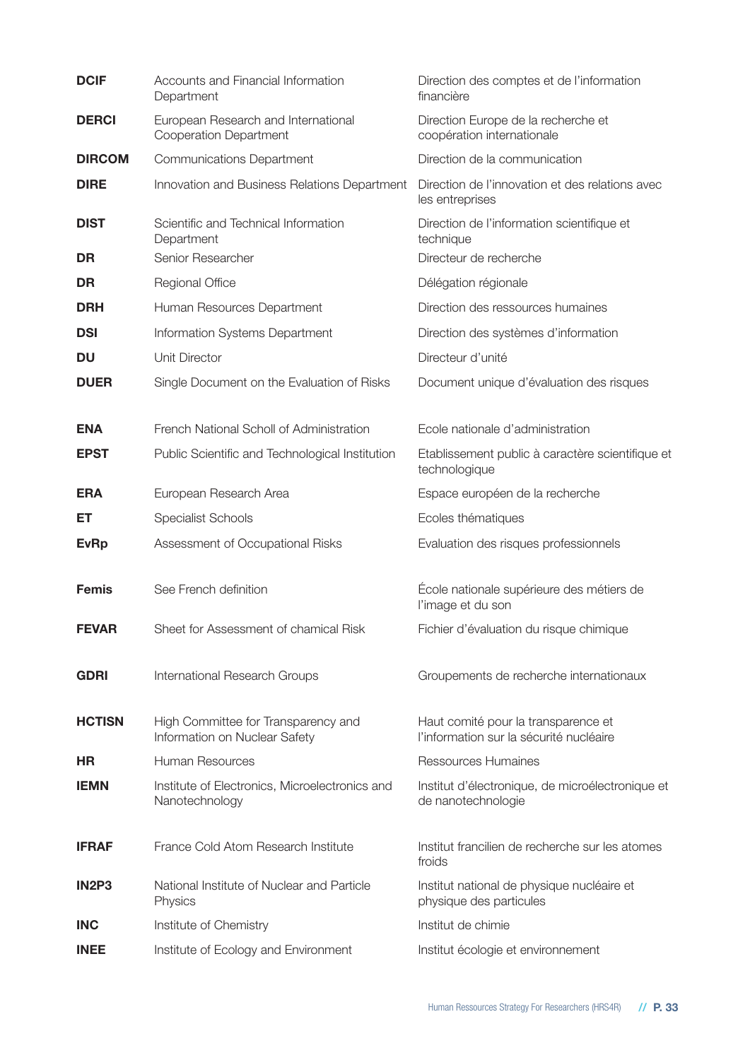| | | |
|---|---|---|
| **DCIF** | Accounts and Financial Information Department | Direction des comptes et de l'information financière |
| **DERCI** | European Research and International Cooperation Department | Direction Europe de la recherche et coopération internationale |
| **DIRCOM** | Communications Department | Direction de la communication |
| **DIRE** | Innovation and Business Relations Department | Direction de l'innovation et des relations avec les entreprises |
| **DIST** | Scientific and Technical Information Department | Direction de l'information scientifique et technique |
| **DR** | Senior Researcher | Directeur de recherche |
| **DR** | Regional Office | Délégation régionale |
| **DRH** | Human Resources Department | Direction des ressources humaines |
| **DSI** | Information Systems Department | Direction des systèmes d'information |
| **DU** | Unit Director | Directeur d'unité |
| **DUER** | Single Document on the Evaluation of Risks | Document unique d'évaluation des risques |
| **ENA** | French National Scholl of Administration | Ecole nationale d'administration |
| **EPST** | Public Scientific and Technological Institution | Etablissement public à caractère scientifique et technologique |
| **ERA** | European Research Area | Espace européen de la recherche |
| **ET** | Specialist Schools | Ecoles thématiques |
| **EvRp** | Assessment of Occupational Risks | Evaluation des risques professionnels |
| **Femis** | See French definition | École nationale supérieure des métiers de l'image et du son |
| **FEVAR** | Sheet for Assessment of chamical Risk | Fichier d'évaluation du risque chimique |
| **GDRI** | International Research Groups | Groupements de recherche internationaux |
| **HCTISN** | High Committee for Transparency and Information on Nuclear Safety | Haut comité pour la transparence et l'information sur la sécurité nucléaire |
| **HR** | Human Resources | Ressources Humaines |
| **IEMN** | Institute of Electronics, Microelectronics and Nanotechnology | Institut d'électronique, de microélectronique et de nanotechnologie |
| **IFRAF** | France Cold Atom Research Institute | Institut francilien de recherche sur les atomes froids |
| **IN2P3** | National Institute of Nuclear and Particle Physics | Institut national de physique nucléaire et physique des particules |
| **INC** | Institute of Chemistry | Institut de chimie |
| **INEE** | Institute of Ecology and Environment | Institut écologie et environnement |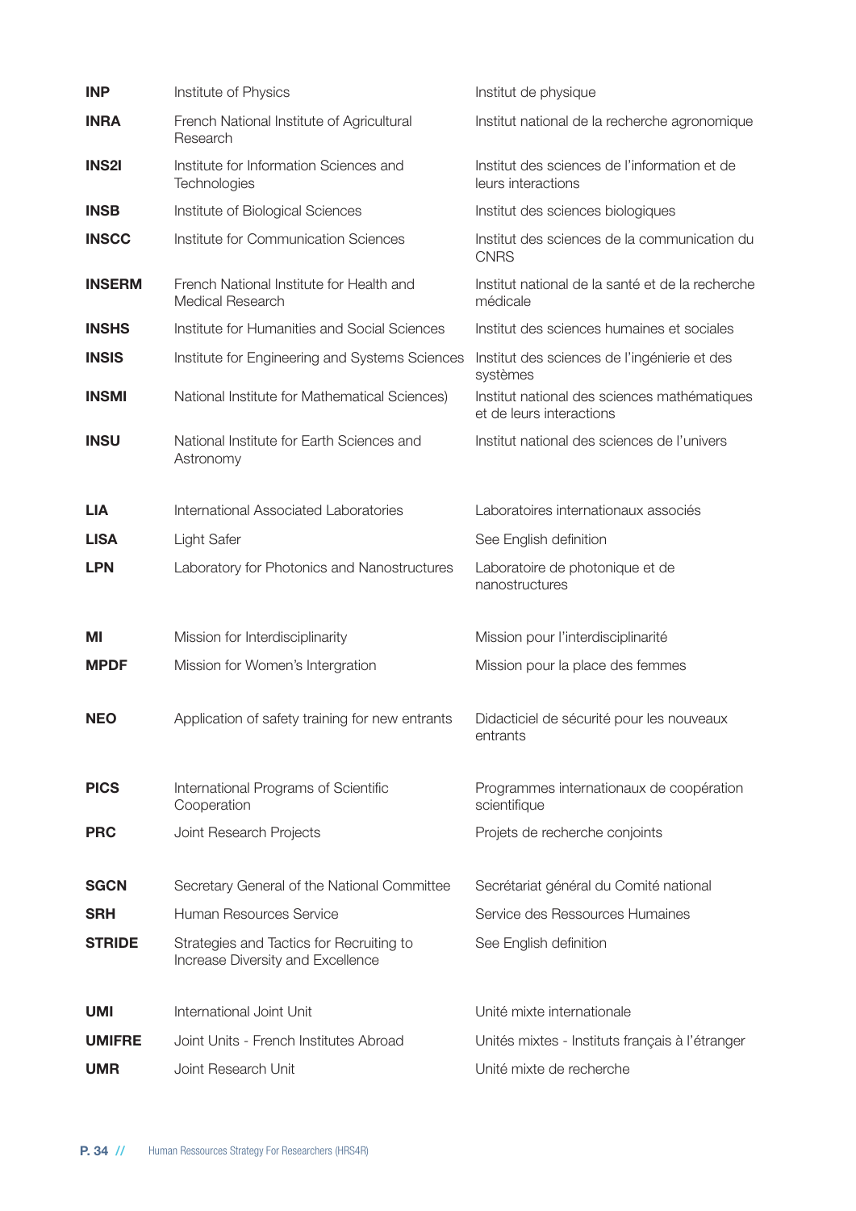| | | |
|---|---|---|
| **INP** | Institute of Physics | Institut de physique |
| **INRA** | French National Institute of Agricultural Research | Institut national de la recherche agronomique |
| **INS2I** | Institute for Information Sciences and Technologies | Institut des sciences de l'information et de leurs interactions |
| **INSB** | Institute of Biological Sciences | Institut des sciences biologiques |
| **INSCC** | Institute for Communication Sciences | Institut des sciences de la communication du CNRS |
| **INSERM** | French National Institute for Health and Medical Research | Institut national de la santé et de la recherche médicale |
| **INSHS** | Institute for Humanities and Social Sciences | Institut des sciences humaines et sociales |
| **INSIS** | Institute for Engineering and Systems Sciences | Institut des sciences de l'ingénierie et des systèmes |
| **INSMI** | National Institute for Mathematical Sciences) | Institut national des sciences mathématiques et de leurs interactions |
| **INSU** | National Institute for Earth Sciences and Astronomy | Institut national des sciences de l'univers |
| **LIA** | International Associated Laboratories | Laboratoires internationaux associés |
| **LISA** | Light Safer | See English definition |
| **LPN** | Laboratory for Photonics and Nanostructures | Laboratoire de photonique et de nanostructures |
| **MI** | Mission for Interdisciplinarity | Mission pour l'interdisciplinarité |
| **MPDF** | Mission for Women's Intergration | Mission pour la place des femmes |
| **NEO** | Application of safety training for new entrants | Didacticiel de sécurité pour les nouveaux entrants |
| **PICS** | International Programs of Scientific Cooperation | Programmes internationaux de coopération scientifique |
| **PRC** | Joint Research Projects | Projets de recherche conjoints |
| **SGCN** | Secretary General of the National Committee | Secrétariat général du Comité national |
| **SRH** | Human Resources Service | Service des Ressources Humaines |
| **STRIDE** | Strategies and Tactics for Recruiting to Increase Diversity and Excellence | See English definition |
| **UMI** | International Joint Unit | Unité mixte internationale |
| **UMIFRE** | Joint Units - French Institutes Abroad | Unités mixtes - Instituts français à l'étranger |
| **UMR** | Joint Research Unit | Unité mixte de recherche |